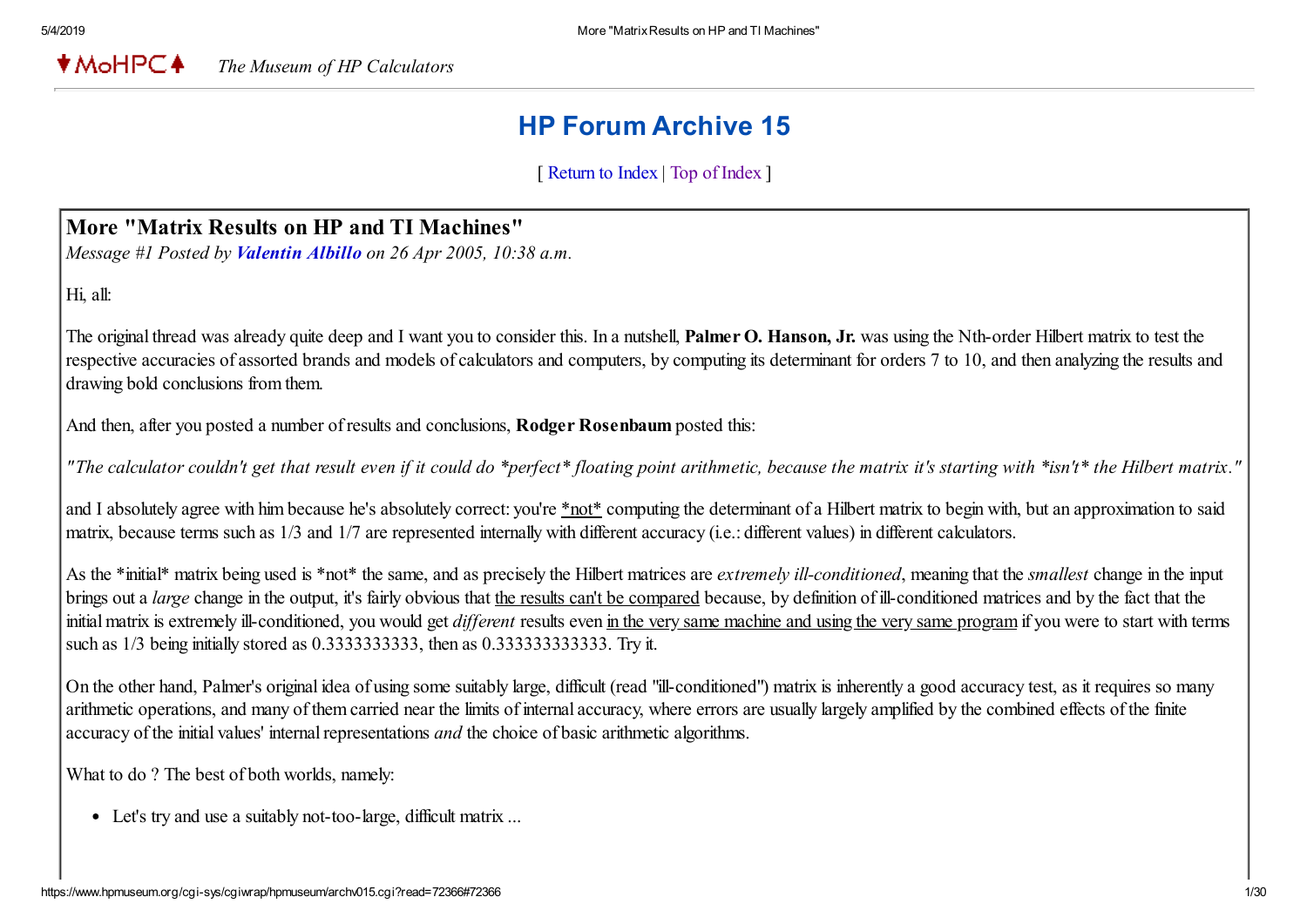♦MoHPC♠ *The Museum of HP Calculators*

# HP Forum Archive 15

[ Return to Index | Top of Index ]

## More "Matrix Results on HP and TI Machines"

*Message #1 Posted by **Valentin Albillo** on 26 Apr 2005, 10:38 a.m.*

Hi, all:

The original thread was already quite deep and I want you to consider this. In a nutshell, **Palmer O. Hanson, Jr.** was using the Nth-order Hilbert matrix to test the respective accuracies of assorted brands and models of calculators and computers, by computing its determinant for orders 7 to 10, and then analyzing the results and drawing bold conclusions from them.

And then, after you posted a number of results and conclusions, **Rodger Rosenbaum** posted this:

*"The calculator couldn't get that result even if it could do *perfect* floating point arithmetic, because the matrix it's starting with *isn't* the Hilbert matrix."*

and I absolutely agree with him because he's absolutely correct: you're *not* computing the determinant of a Hilbert matrix to begin with, but an approximation to said matrix, because terms such as 1/3 and 1/7 are represented internally with different accuracy (i.e.: different values) in different calculators.

As the *initial* matrix being used is *not* the same, and as precisely the Hilbert matrices are *extremely ill-conditioned*, meaning that the *smallest* change in the input brings out a *large* change in the output, it's fairly obvious that the results can't be compared because, by definition of ill-conditioned matrices and by the fact that the initial matrix is extremely ill-conditioned, you would get *different* results even in the very same machine and using the very same program if you were to start with terms such as 1/3 being initially stored as 0.3333333333, then as 0.333333333333. Try it.

On the other hand, Palmer's original idea of using some suitably large, difficult (read "ill-conditioned") matrix is inherently a good accuracy test, as it requires so many arithmetic operations, and many of them carried near the limits of internal accuracy, where errors are usually largely amplified by the combined effects of the finite accuracy of the initial values' internal representations *and* the choice of basic arithmetic algorithms.

What to do ? The best of both worlds, namely:

- Let's try and use a suitably not-too-large, difficult matrix ...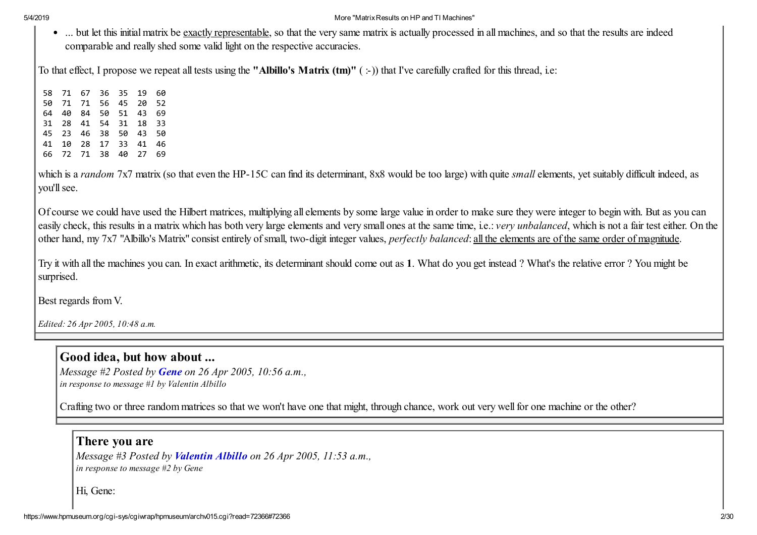- ... but let this initial matrix be exactly representable, so that the very same matrix is actually processed in all machines, and so that the results are indeed comparable and really shed some valid light on the respective accuracies.

To that effect, I propose we repeat all tests using the **"Albillo's Matrix (tm)"** ( :-)) that I've carefully crafted for this thread, i.e:

```
 58  71  67  36  35  19  60
 50  71  71  56  45  20  52
 64  40  84  50  51  43  69
 31  28  41  54  31  18  33
 45  23  46  38  50  43  50
 41  10  28  17  33  41  46
 66  72  71  38  40  27  69
```

which is a *random* 7x7 matrix (so that even the HP-15C can find its determinant, 8x8 would be too large) with quite *small* elements, yet suitably difficult indeed, as you'll see.

Of course we could have used the Hilbert matrices, multiplying all elements by some large value in order to make sure they were integer to begin with. But as you can easily check, this results in a matrix which has both very large elements and very small ones at the same time, i.e.: *very unbalanced*, which is not a fair test either. On the other hand, my 7x7 "Albillo's Matrix" consist entirely of small, two-digit integer values, *perfectly balanced*: all the elements are of the same order of magnitude.

Try it with all the machines you can. In exact arithmetic, its determinant should come out as **1**. What do you get instead ? What's the relative error ? You might be surprised.

Best regards from V.

*Edited: 26 Apr 2005, 10:48 a.m.*

## Good idea, but how about ...

*Message #2 Posted by **Gene** on 26 Apr 2005, 10:56 a.m.,*
*in response to message #1 by Valentin Albillo*

Crafting two or three random matrices so that we won't have one that might, through chance, work out very well for one machine or the other?

## There you are

*Message #3 Posted by **Valentin Albillo** on 26 Apr 2005, 11:53 a.m.,*
*in response to message #2 by Gene*

Hi, Gene: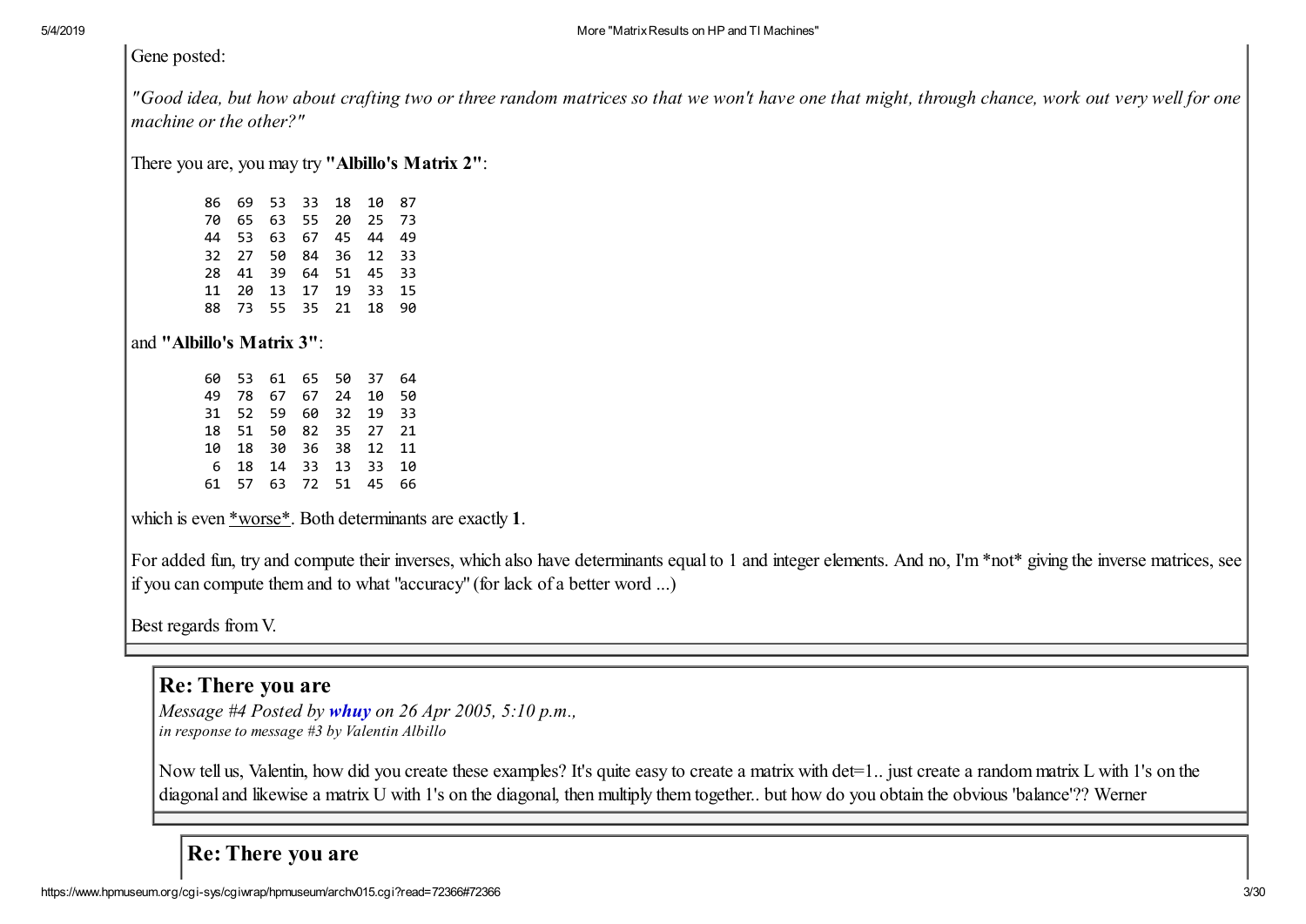Gene posted:

*"Good idea, but how about crafting two or three random matrices so that we won't have one that might, through chance, work out very well for one machine or the other?"*

There you are, you may try **"Albillo's Matrix 2"**:

```
86  69  53  33  18  10  87
70  65  63  55  20  25  73
44  53  63  67  45  44  49
32  27  50  84  36  12  33
28  41  39  64  51  45  33
11  20  13  17  19  33  15
88  73  55  35  21  18  90
```

and **"Albillo's Matrix 3"**:

```
60  53  61  65  50  37  64
49  78  67  67  24  10  50
31  52  59  60  32  19  33
18  51  50  82  35  27  21
10  18  30  36  38  12  11
 6  18  14  33  13  33  10
61  57  63  72  51  45  66
```

which is even *worse*. Both determinants are exactly **1**.

For added fun, try and compute their inverses, which also have determinants equal to 1 and integer elements. And no, I'm *not* giving the inverse matrices, see if you can compute them and to what "accuracy" (for lack of a better word ...)

Best regards from V.

## Re: There you are

*Message #4 Posted by **whuy** on 26 Apr 2005, 5:10 p.m.,*
*in response to message #3 by Valentin Albillo*

Now tell us, Valentin, how did you create these examples? It's quite easy to create a matrix with det=1.. just create a random matrix L with 1's on the diagonal and likewise a matrix U with 1's on the diagonal, then multiply them together.. but how do you obtain the obvious 'balance'?? Werner

## Re: There you are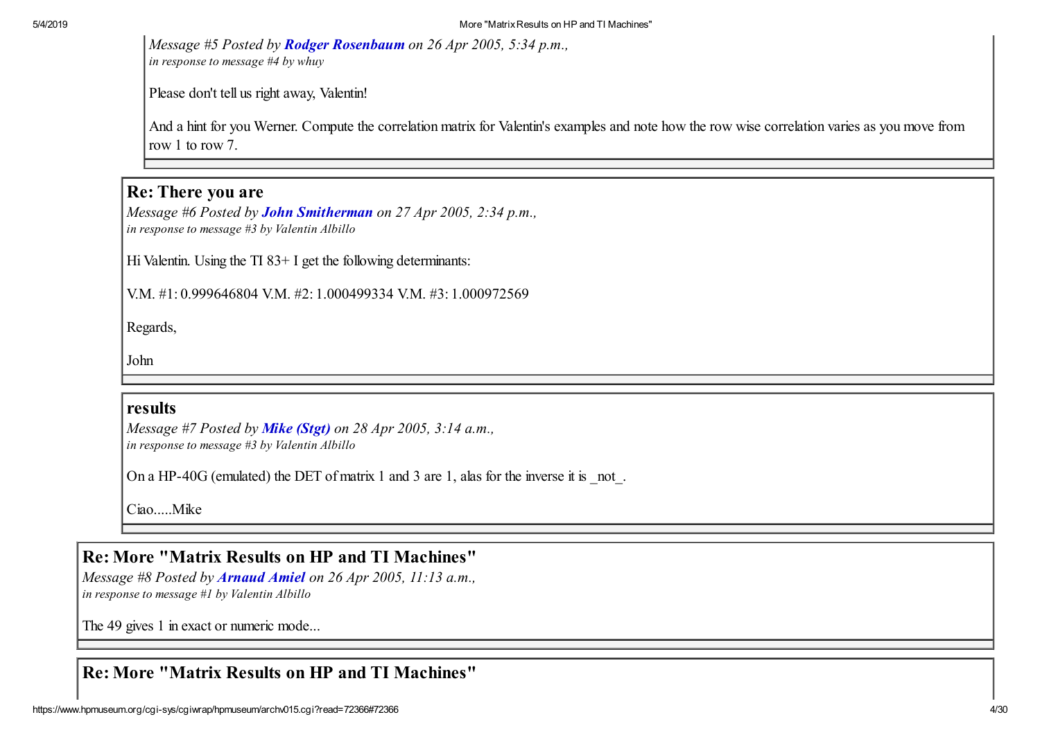*Message #5 Posted by* ***Rodger Rosenbaum*** *on 26 Apr 2005, 5:34 p.m.,*
*in response to message #4 by whuy*

Please don't tell us right away, Valentin!

And a hint for you Werner. Compute the correlation matrix for Valentin's examples and note how the row wise correlation varies as you move from row 1 to row 7.

## Re: There you are

*Message #6 Posted by* ***John Smitherman*** *on 27 Apr 2005, 2:34 p.m.,*
*in response to message #3 by Valentin Albillo*

Hi Valentin. Using the TI 83+ I get the following determinants:

V.M. #1: 0.999646804 V.M. #2: 1.000499334 V.M. #3: 1.000972569

Regards,

John

## results

*Message #7 Posted by* ***Mike (Stgt)*** *on 28 Apr 2005, 3:14 a.m.,*
*in response to message #3 by Valentin Albillo*

On a HP-40G (emulated) the DET of matrix 1 and 3 are 1, alas for the inverse it is _not_.

Ciao.....Mike

## Re: More "Matrix Results on HP and TI Machines"

*Message #8 Posted by* ***Arnaud Amiel*** *on 26 Apr 2005, 11:13 a.m.,*
*in response to message #1 by Valentin Albillo*

The 49 gives 1 in exact or numeric mode...

## Re: More "Matrix Results on HP and TI Machines"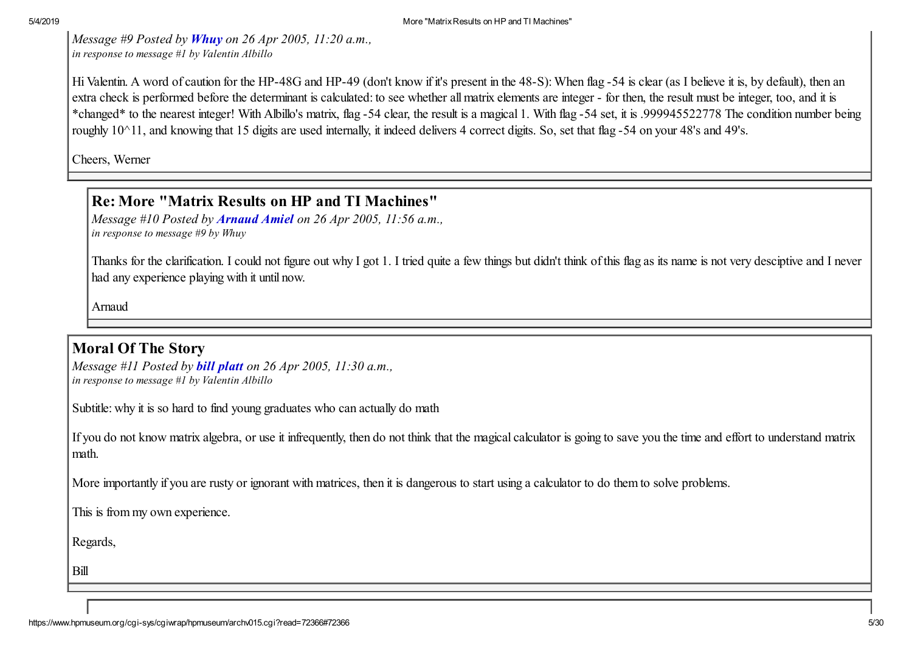*Message #9 Posted by **Whuy** on 26 Apr 2005, 11:20 a.m.,*
*in response to message #1 by Valentin Albillo*

Hi Valentin. A word of caution for the HP-48G and HP-49 (don't know if it's present in the 48-S): When flag -54 is clear (as I believe it is, by default), then an extra check is performed before the determinant is calculated: to see whether all matrix elements are integer - for then, the result must be integer, too, and it is *changed* to the nearest integer! With Albillo's matrix, flag -54 clear, the result is a magical 1. With flag -54 set, it is .999945522778 The condition number being roughly 10^11, and knowing that 15 digits are used internally, it indeed delivers 4 correct digits. So, set that flag -54 on your 48's and 49's.

Cheers, Werner

## Re: More "Matrix Results on HP and TI Machines"

*Message #10 Posted by **Arnaud Amiel** on 26 Apr 2005, 11:56 a.m.,*
*in response to message #9 by Whuy*

Thanks for the clarification. I could not figure out why I got 1. I tried quite a few things but didn't think of this flag as its name is not very desciptive and I never had any experience playing with it until now.

Arnaud

## Moral Of The Story

*Message #11 Posted by **bill platt** on 26 Apr 2005, 11:30 a.m.,*
*in response to message #1 by Valentin Albillo*

Subtitle: why it is so hard to find young graduates who can actually do math

If you do not know matrix algebra, or use it infrequently, then do not think that the magical calculator is going to save you the time and effort to understand matrix math.

More importantly if you are rusty or ignorant with matrices, then it is dangerous to start using a calculator to do them to solve problems.

This is from my own experience.

Regards,

Bill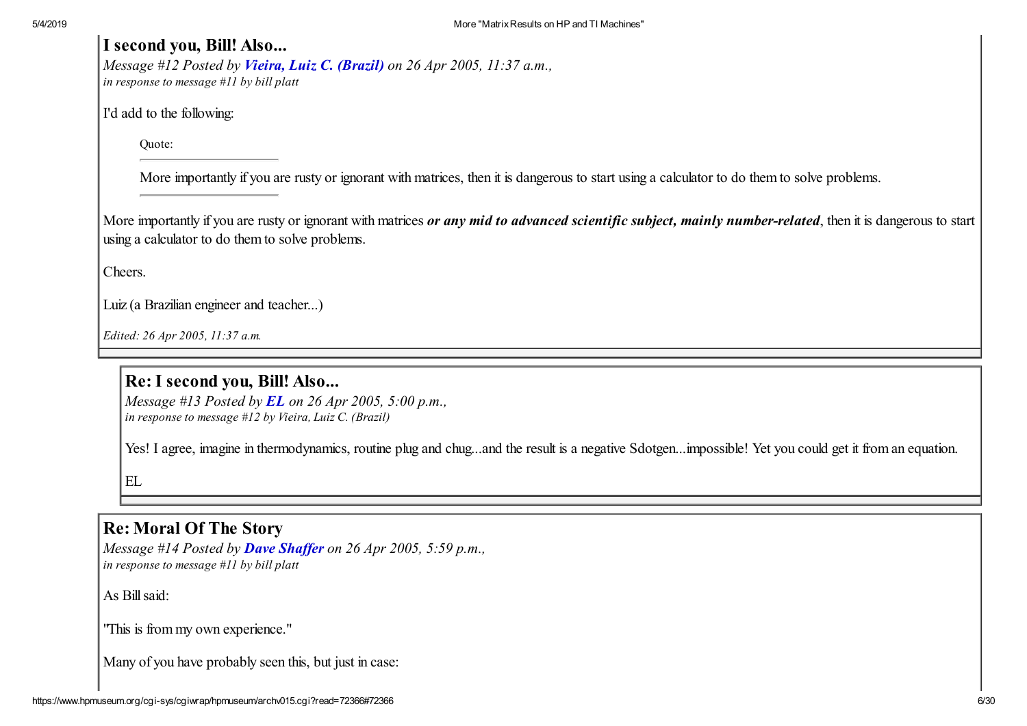## I second you, Bill! Also...

*Message #12 Posted by* ***Vieira, Luiz C. (Brazil)*** *on 26 Apr 2005, 11:37 a.m.,*
*in response to message #11 by bill platt*

I'd add to the following:

> Quote:
>
> More importantly if you are rusty or ignorant with matrices, then it is dangerous to start using a calculator to do them to solve problems.

More importantly if you are rusty or ignorant with matrices ***or any mid to advanced scientific subject, mainly number-related***, then it is dangerous to start using a calculator to do them to solve problems.

Cheers.

Luiz (a Brazilian engineer and teacher...)

*Edited: 26 Apr 2005, 11:37 a.m.*

## Re: I second you, Bill! Also...

*Message #13 Posted by* ***EL*** *on 26 Apr 2005, 5:00 p.m.,*
*in response to message #12 by Vieira, Luiz C. (Brazil)*

Yes! I agree, imagine in thermodynamics, routine plug and chug...and the result is a negative Sdotgen...impossible! Yet you could get it from an equation.

EL

## Re: Moral Of The Story

*Message #14 Posted by* ***Dave Shaffer*** *on 26 Apr 2005, 5:59 p.m.,*
*in response to message #11 by bill platt*

As Bill said:

"This is from my own experience."

Many of you have probably seen this, but just in case: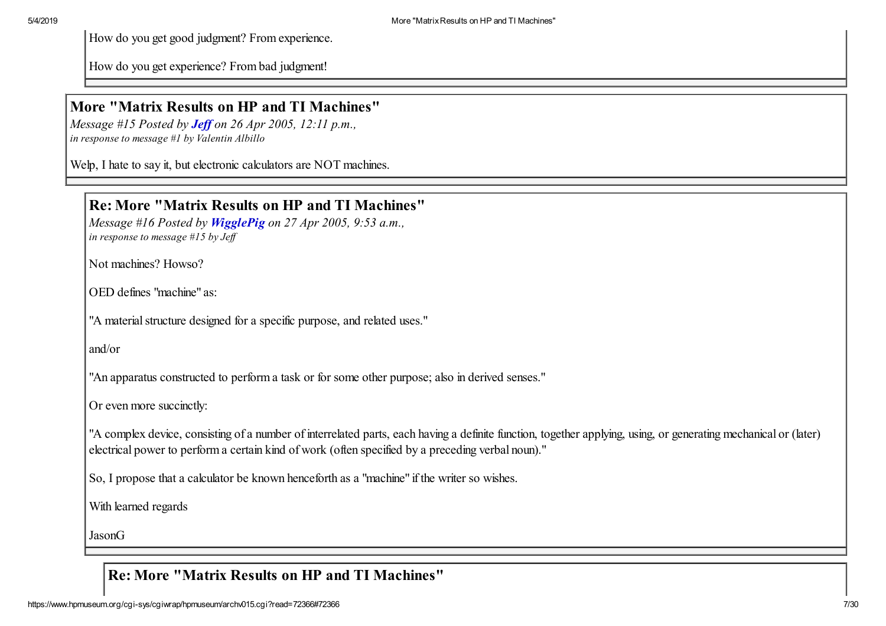How do you get good judgment? From experience.

How do you get experience? From bad judgment!

## More "Matrix Results on HP and TI Machines"

*Message #15 Posted by **Jeff** on 26 Apr 2005, 12:11 p.m.,*
*in response to message #1 by Valentin Albillo*

Welp, I hate to say it, but electronic calculators are NOT machines.

## Re: More "Matrix Results on HP and TI Machines"

*Message #16 Posted by **WigglePig** on 27 Apr 2005, 9:53 a.m.,*
*in response to message #15 by Jeff*

Not machines? Howso?

OED defines "machine" as:

"A material structure designed for a specific purpose, and related uses."

and/or

"An apparatus constructed to perform a task or for some other purpose; also in derived senses."

Or even more succinctly:

"A complex device, consisting of a number of interrelated parts, each having a definite function, together applying, using, or generating mechanical or (later) electrical power to perform a certain kind of work (often specified by a preceding verbal noun)."

So, I propose that a calculator be known henceforth as a "machine" if the writer so wishes.

With learned regards

JasonG

## Re: More "Matrix Results on HP and TI Machines"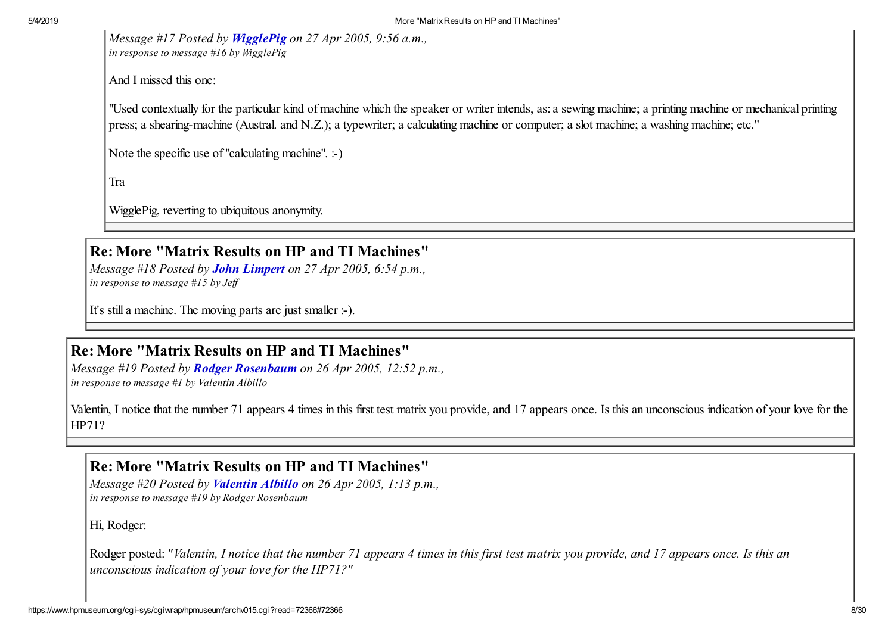*Message #17 Posted by **WigglePig** on 27 Apr 2005, 9:56 a.m.,*
*in response to message #16 by WigglePig*

And I missed this one:

"Used contextually for the particular kind of machine which the speaker or writer intends, as: a sewing machine; a printing machine or mechanical printing press; a shearing-machine (Austral. and N.Z.); a typewriter; a calculating machine or computer; a slot machine; a washing machine; etc."

Note the specific use of "calculating machine". :-)

Tra

WigglePig, reverting to ubiquitous anonymity.

## Re: More "Matrix Results on HP and TI Machines"

*Message #18 Posted by **John Limpert** on 27 Apr 2005, 6:54 p.m.,*
*in response to message #15 by Jeff*

It's still a machine. The moving parts are just smaller :-).

## Re: More "Matrix Results on HP and TI Machines"

*Message #19 Posted by **Rodger Rosenbaum** on 26 Apr 2005, 12:52 p.m.,*
*in response to message #1 by Valentin Albillo*

Valentin, I notice that the number 71 appears 4 times in this first test matrix you provide, and 17 appears once. Is this an unconscious indication of your love for the HP71?

## Re: More "Matrix Results on HP and TI Machines"

*Message #20 Posted by **Valentin Albillo** on 26 Apr 2005, 1:13 p.m.,*
*in response to message #19 by Rodger Rosenbaum*

Hi, Rodger:

Rodger posted: *"Valentin, I notice that the number 71 appears 4 times in this first test matrix you provide, and 17 appears once. Is this an unconscious indication of your love for the HP71?"*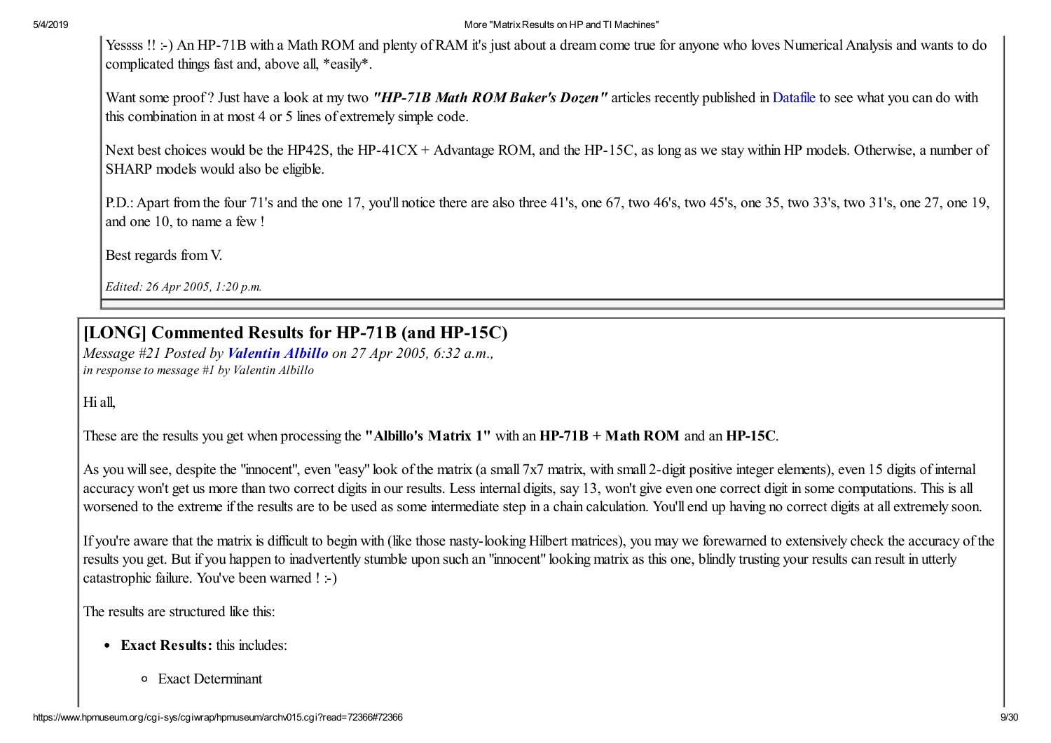Yessss !! :-) An HP-71B with a Math ROM and plenty of RAM it's just about a dream come true for anyone who loves Numerical Analysis and wants to do complicated things fast and, above all, *easily*.

Want some proof ? Just have a look at my two ***"HP-71B Math ROM Baker's Dozen"*** articles recently published in Datafile to see what you can do with this combination in at most 4 or 5 lines of extremely simple code.

Next best choices would be the HP42S, the HP-41CX + Advantage ROM, and the HP-15C, as long as we stay within HP models. Otherwise, a number of SHARP models would also be eligible.

P.D.: Apart from the four 71's and the one 17, you'll notice there are also three 41's, one 67, two 46's, two 45's, one 35, two 33's, two 31's, one 27, one 19, and one 10, to name a few !

Best regards from V.

*Edited: 26 Apr 2005, 1:20 p.m.*

## [LONG] Commented Results for HP-71B (and HP-15C)

*Message #21 Posted by* ***Valentin Albillo*** *on 27 Apr 2005, 6:32 a.m.,*
*in response to message #1 by Valentin Albillo*

Hi all,

These are the results you get when processing the **"Albillo's Matrix 1"** with an **HP-71B + Math ROM** and an **HP-15C**.

As you will see, despite the "innocent", even "easy" look of the matrix (a small 7x7 matrix, with small 2-digit positive integer elements), even 15 digits of internal accuracy won't get us more than two correct digits in our results. Less internal digits, say 13, won't give even one correct digit in some computations. This is all worsened to the extreme if the results are to be used as some intermediate step in a chain calculation. You'll end up having no correct digits at all extremely soon.

If you're aware that the matrix is difficult to begin with (like those nasty-looking Hilbert matrices), you may we forewarned to extensively check the accuracy of the results you get. But if you happen to inadvertently stumble upon such an "innocent" looking matrix as this one, blindly trusting your results can result in utterly catastrophic failure. You've been warned ! :-)

The results are structured like this:

- **Exact Results:** this includes:
  - Exact Determinant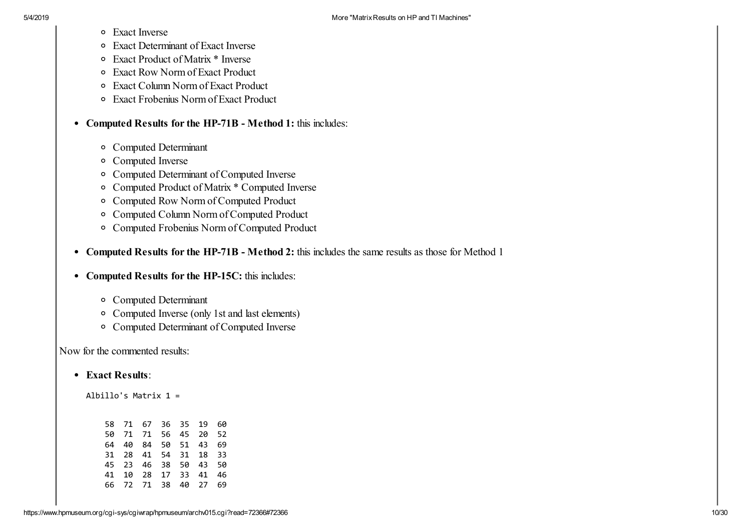- Exact Inverse
  - Exact Determinant of Exact Inverse
  - Exact Product of Matrix * Inverse
  - Exact Row Norm of Exact Product
  - Exact Column Norm of Exact Product
  - Exact Frobenius Norm of Exact Product

- **Computed Results for the HP-71B - Method 1:** this includes:

  - Computed Determinant
  - Computed Inverse
  - Computed Determinant of Computed Inverse
  - Computed Product of Matrix * Computed Inverse
  - Computed Row Norm of Computed Product
  - Computed Column Norm of Computed Product
  - Computed Frobenius Norm of Computed Product

- **Computed Results for the HP-71B - Method 2:** this includes the same results as those for Method 1

- **Computed Results for the HP-15C:** this includes:

  - Computed Determinant
  - Computed Inverse (only 1st and last elements)
  - Computed Determinant of Computed Inverse

Now for the commented results:

- **Exact Results**:

```
Albillo's Matrix 1 =


   58  71  67  36  35  19  60
   50  71  71  56  45  20  52
   64  40  84  50  51  43  69
   31  28  41  54  31  18  33
   45  23  46  38  50  43  50
   41  10  28  17  33  41  46
   66  72  71  38  40  27  69
```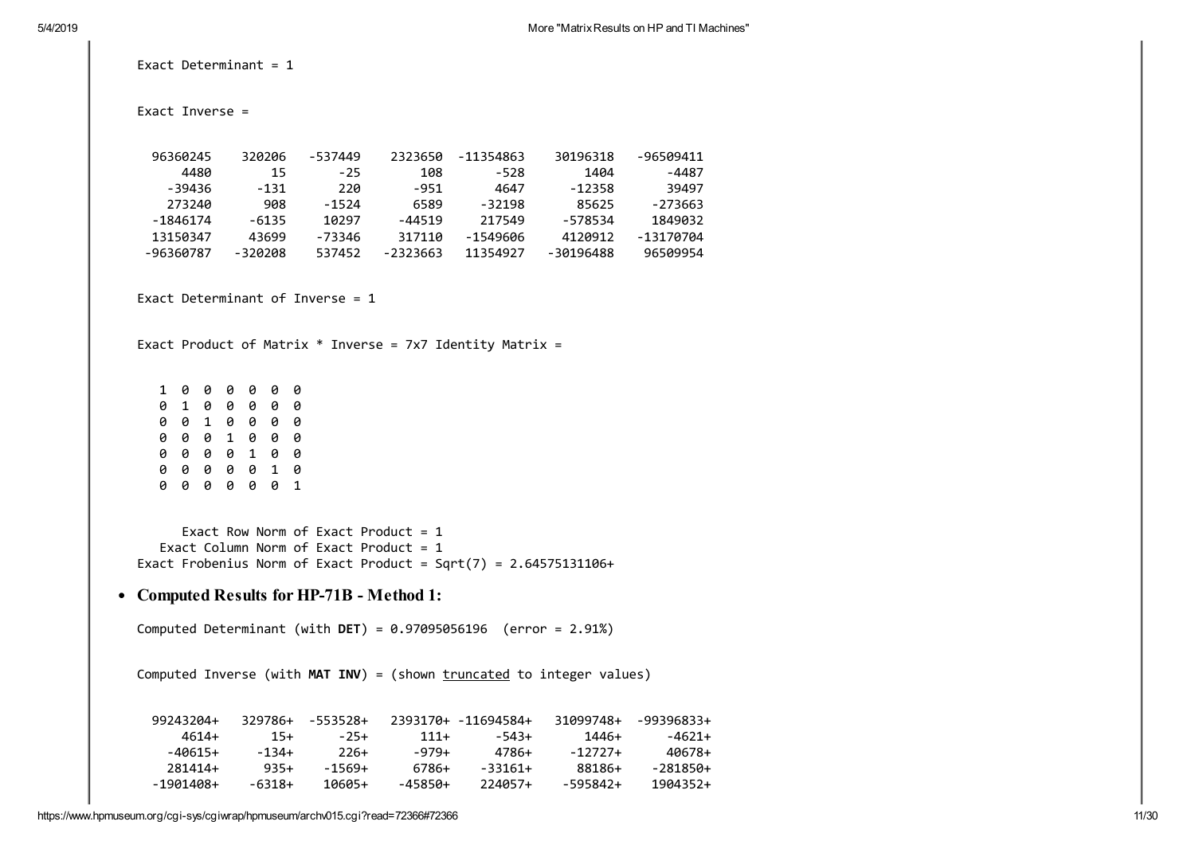```
Exact Determinant = 1


Exact Inverse =


  96360245    320206   -537449    2323650  -11354863    30196318   -96509411
      4480        15       -25        108       -528        1404       -4487
    -39436      -131       220       -951       4647      -12358       39497
    273240       908     -1524       6589     -32198       85625     -273663
  -1846174     -6135     10297     -44519     217549     -578534     1849032
  13150347     43699    -73346     317110   -1549606     4120912   -13170704
 -96360787   -320208    537452   -2323663   11354927   -30196488    96509954


Exact Determinant of Inverse = 1


Exact Product of Matrix * Inverse = 7x7 Identity Matrix =


   1  0  0  0  0  0  0
   0  1  0  0  0  0  0
   0  0  1  0  0  0  0
   0  0  0  1  0  0  0
   0  0  0  0  1  0  0
   0  0  0  0  0  1  0
   0  0  0  0  0  0  1


       Exact Row Norm of Exact Product = 1
    Exact Column Norm of Exact Product = 1
Exact Frobenius Norm of Exact Product = Sqrt(7) = 2.64575131106+
```

- **Computed Results for HP-71B - Method 1:**

```
Computed Determinant (with DET) = 0.97095056196  (error = 2.91%)


Computed Inverse (with MAT INV) = (shown truncated to integer values)


  99243204+   329786+  -553528+   2393170+ -11694584+   31099748+  -99396833+
     4614+       15+      -25+       111+      -543+       1446+      -4621+
   -40615+     -134+      226+      -979+      4786+     -12727+      40678+
   281414+      935+    -1569+      6786+    -33161+      88186+    -281850+
 -1901408+    -6318+    10605+    -45850+    224057+    -595842+    1904352+
```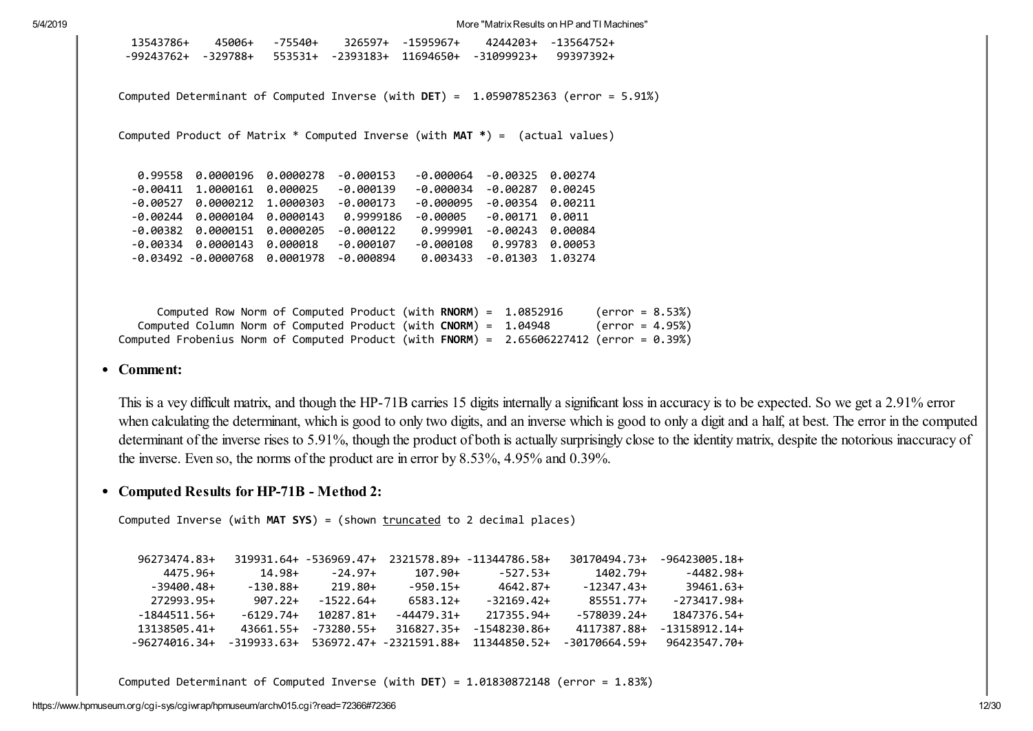```
  13543786+    45006+   -75540+    326597+  -1595967+    4244203+  -13564752+
 -99243762+  -329788+   553531+  -2393183+  11694650+  -31099923+   99397392+
```

Computed Determinant of Computed Inverse (with **DET**) = 1.05907852363 (error = 5.91%)

Computed Product of Matrix * Computed Inverse (with **MAT ***) = (actual values)

```
   0.99558  0.0000196  0.0000278  -0.000153   -0.000064  -0.00325  0.00274
  -0.00411  1.0000161  0.000025   -0.000139   -0.000034  -0.00287  0.00245
  -0.00527  0.0000212  1.0000303  -0.000173   -0.000095  -0.00354  0.00211
  -0.00244  0.0000104  0.0000143   0.9999186  -0.00005   -0.00171  0.0011
  -0.00382  0.0000151  0.0000205  -0.000122    0.999901  -0.00243  0.00084
  -0.00334  0.0000143  0.000018   -0.000107   -0.000108   0.99783  0.00053
  -0.03492 -0.0000768  0.0001978  -0.000894    0.003433  -0.01303  1.03274
```

Computed Row Norm of Computed Product (with **RNORM**) = 1.0852916 (error = 8.53%)
Computed Column Norm of Computed Product (with **CNORM**) = 1.04948 (error = 4.95%)
Computed Frobenius Norm of Computed Product (with **FNORM**) = 2.65606227412 (error = 0.39%)

- **Comment:**

  This is a vey difficult matrix, and though the HP-71B carries 15 digits internally a significant loss in accuracy is to be expected. So we get a 2.91% error when calculating the determinant, which is good to only two digits, and an inverse which is good to only a digit and a half, at best. The error in the computed determinant of the inverse rises to 5.91%, though the product of both is actually surprisingly close to the identity matrix, despite the notorious inaccuracy of the inverse. Even so, the norms of the product are in error by 8.53%, 4.95% and 0.39%.

- **Computed Results for HP-71B - Method 2:**

Computed Inverse (with **MAT SYS**) = (shown truncated to 2 decimal places)

```
   96273474.83+   319931.64+ -536969.47+  2321578.89+ -11344786.58+   30170494.73+  -96423005.18+
       4475.96+       14.98+     -24.97+      107.90+      -527.53+       1402.79+      -4482.98+
     -39400.48+     -130.88+     219.80+     -950.15+      4642.87+     -12347.43+      39461.63+
     272993.95+      907.22+   -1522.64+     6583.12+    -32169.42+      85551.77+    -273417.98+
   -1844511.56+    -6129.74+   10287.81+   -44479.31+    217355.94+    -578039.24+    1847376.54+
   13138505.41+    43661.55+  -73280.55+   316827.35+  -1548230.86+    4117387.88+  -13158912.14+
  -96274016.34+  -319933.63+  536972.47+ -2321591.88+  11344850.52+  -30170664.59+   96423547.70+
```

Computed Determinant of Computed Inverse (with **DET**) = 1.01830872148 (error = 1.83%)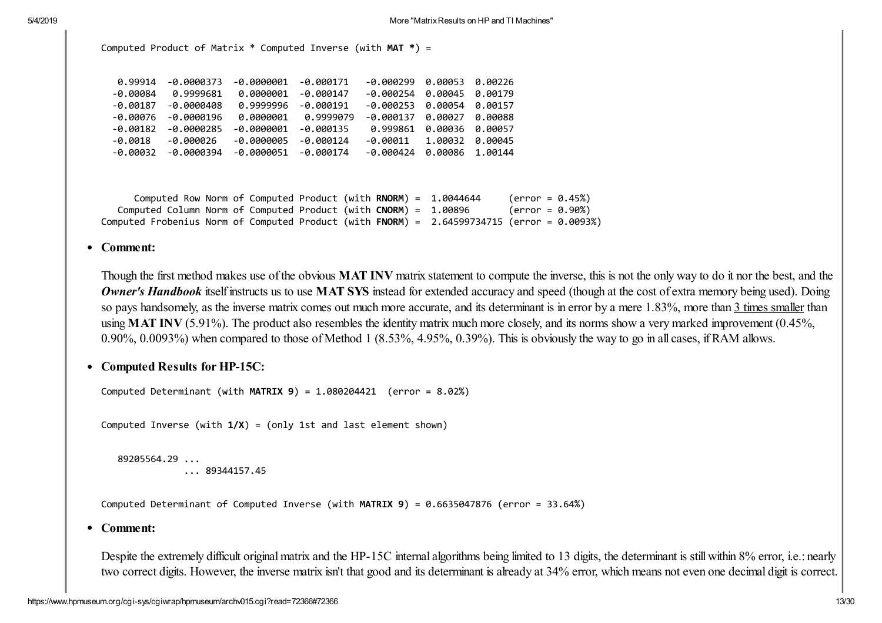Computed Product of Matrix * Computed Inverse (with **MAT \***) =

```
  0.99914  -0.0000373  -0.0000001  -0.000171   -0.000299  0.00053  0.00226
 -0.00084   0.9999681   0.0000001  -0.000147   -0.000254  0.00045  0.00179
 -0.00187  -0.0000408   0.9999996  -0.000191   -0.000253  0.00054  0.00157
 -0.00076  -0.0000196   0.0000001   0.9999079  -0.000137  0.00027  0.00088
 -0.00182  -0.0000285  -0.0000001  -0.000135    0.999861  0.00036  0.00057
 -0.0018   -0.000026   -0.0000005  -0.000124   -0.00011   1.00032  0.00045
 -0.00032  -0.0000394  -0.0000051  -0.000174   -0.000424  0.00086  1.00144
```

```
     Computed Row Norm of Computed Product (with RNORM) =  1.0044644     (error = 0.45%)
  Computed Column Norm of Computed Product (with CNORM) =  1.00896       (error = 0.90%)
Computed Frobenius Norm of Computed Product (with FNORM) =  2.64599734715 (error = 0.0093%)
```

- **Comment:**

  Though the first method makes use of the obvious **MAT INV** matrix statement to compute the inverse, this is not the only way to do it nor the best, and the ***Owner's Handbook*** itself instructs us to use **MAT SYS** instead for extended accuracy and speed (though at the cost of extra memory being used). Doing so pays handsomely, as the inverse matrix comes out much more accurate, and its determinant is in error by a mere 1.83%, more than 3 times smaller than using **MAT INV** (5.91%). The product also resembles the identity matrix much more closely, and its norms show a very marked improvement (0.45%, 0.90%, 0.0093%) when compared to those of Method 1 (8.53%, 4.95%, 0.39%). This is obviously the way to go in all cases, if RAM allows.

- **Computed Results for HP-15C:**

Computed Determinant (with **MATRIX 9**) = 1.080204421  (error = 8.02%)

Computed Inverse (with **1/X**) = (only 1st and last element shown)

```
  89205564.29 ...
              ... 89344157.45
```

Computed Determinant of Computed Inverse (with **MATRIX 9**) = 0.6635047876 (error = 33.64%)

- **Comment:**

  Despite the extremely difficult original matrix and the HP-15C internal algorithms being limited to 13 digits, the determinant is still within 8% error, i.e.: nearly two correct digits. However, the inverse matrix isn't that good and its determinant is already at 34% error, which means not even one decimal digit is correct.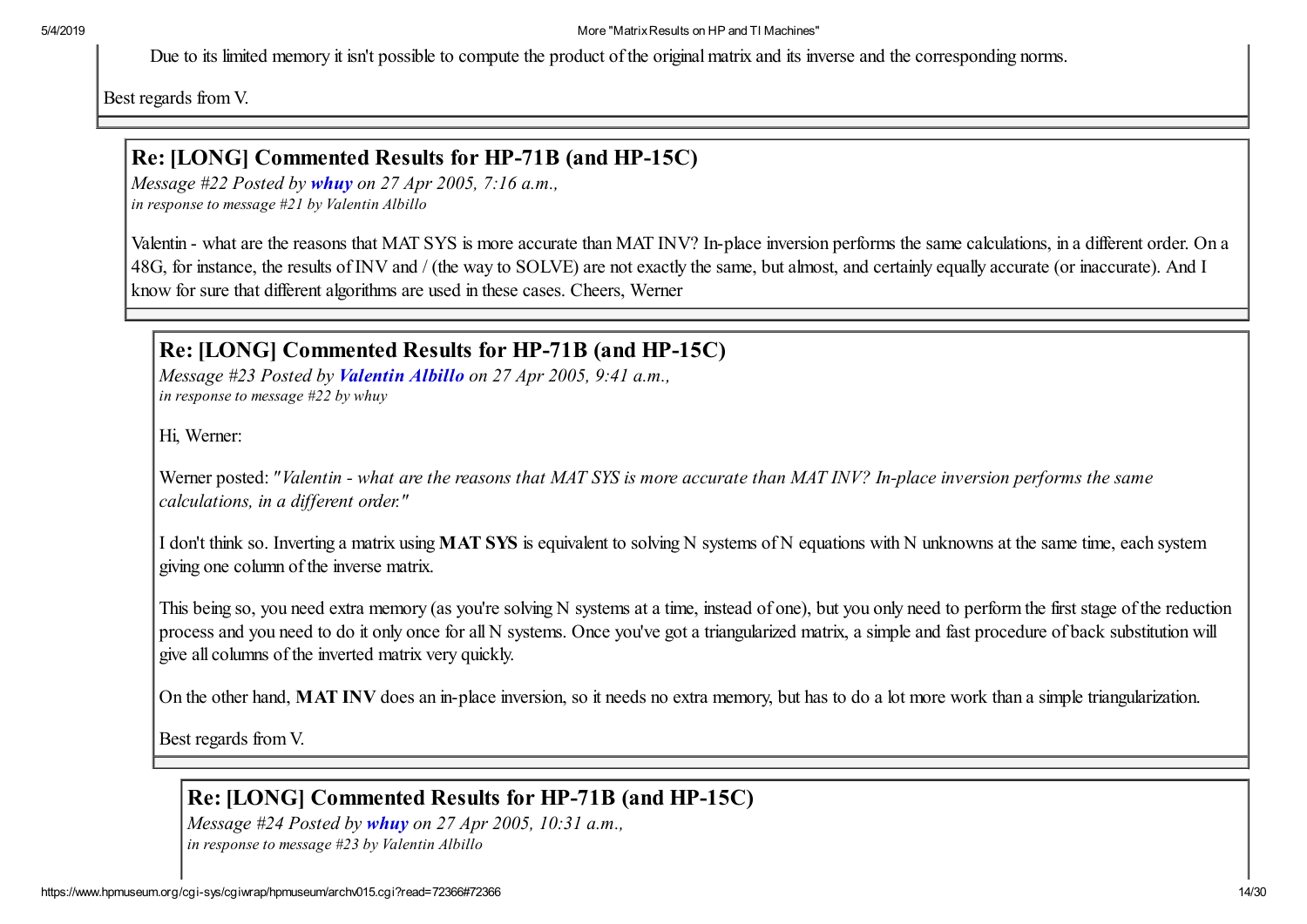Due to its limited memory it isn't possible to compute the product of the original matrix and its inverse and the corresponding norms.

Best regards from V.

## Re: [LONG] Commented Results for HP-71B (and HP-15C)

*Message #22 Posted by* ***whuy*** *on 27 Apr 2005, 7:16 a.m.,*
*in response to message #21 by Valentin Albillo*

Valentin - what are the reasons that MAT SYS is more accurate than MAT INV? In-place inversion performs the same calculations, in a different order. On a 48G, for instance, the results of INV and / (the way to SOLVE) are not exactly the same, but almost, and certainly equally accurate (or inaccurate). And I know for sure that different algorithms are used in these cases. Cheers, Werner

## Re: [LONG] Commented Results for HP-71B (and HP-15C)

*Message #23 Posted by* ***Valentin Albillo*** *on 27 Apr 2005, 9:41 a.m.,*
*in response to message #22 by whuy*

Hi, Werner:

Werner posted: *"Valentin - what are the reasons that MAT SYS is more accurate than MAT INV? In-place inversion performs the same calculations, in a different order."*

I don't think so. Inverting a matrix using **MAT SYS** is equivalent to solving N systems of N equations with N unknowns at the same time, each system giving one column of the inverse matrix.

This being so, you need extra memory (as you're solving N systems at a time, instead of one), but you only need to perform the first stage of the reduction process and you need to do it only once for all N systems. Once you've got a triangularized matrix, a simple and fast procedure of back substitution will give all columns of the inverted matrix very quickly.

On the other hand, **MAT INV** does an in-place inversion, so it needs no extra memory, but has to do a lot more work than a simple triangularization.

Best regards from V.

## Re: [LONG] Commented Results for HP-71B (and HP-15C)

*Message #24 Posted by* ***whuy*** *on 27 Apr 2005, 10:31 a.m.,*
*in response to message #23 by Valentin Albillo*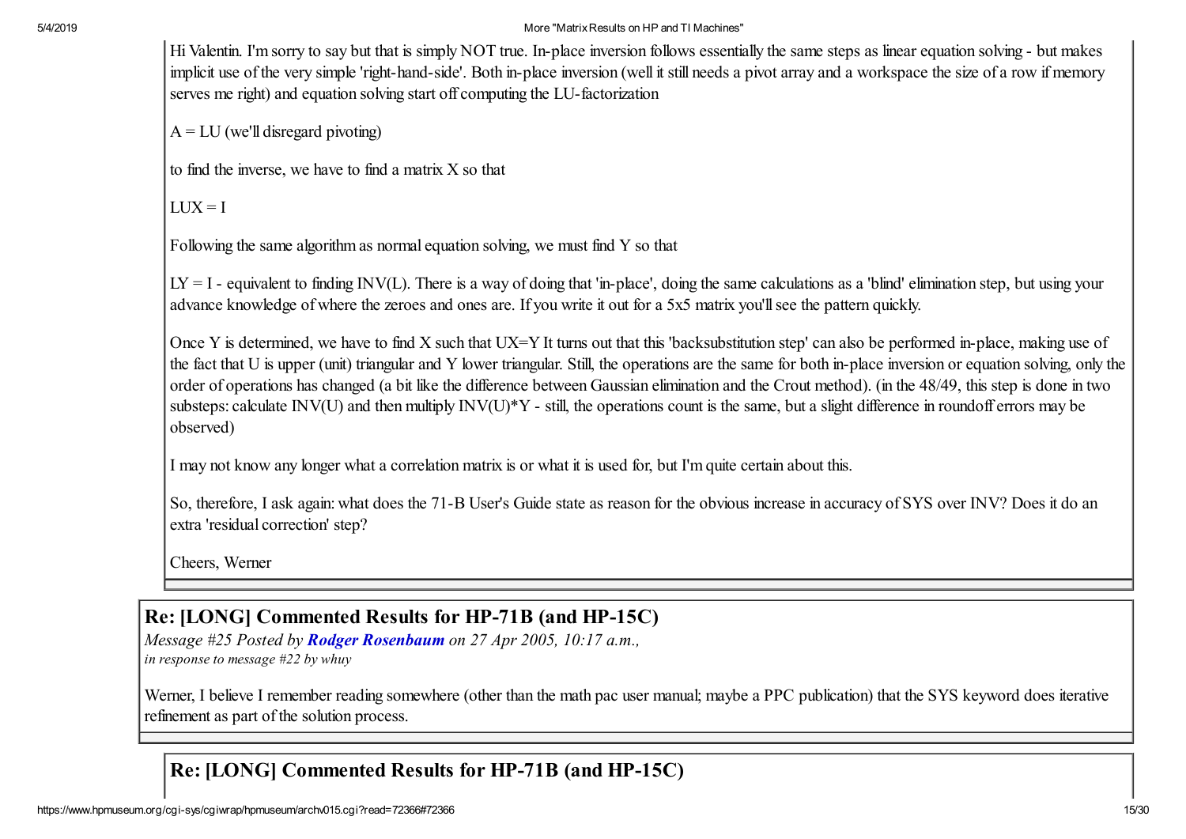Hi Valentin. I'm sorry to say but that is simply NOT true. In-place inversion follows essentially the same steps as linear equation solving - but makes implicit use of the very simple 'right-hand-side'. Both in-place inversion (well it still needs a pivot array and a workspace the size of a row if memory serves me right) and equation solving start off computing the LU-factorization

$A = LU$ (we'll disregard pivoting)

to find the inverse, we have to find a matrix X so that

$LUX = I$

Following the same algorithm as normal equation solving, we must find Y so that

$LY = I$ - equivalent to finding INV(L). There is a way of doing that 'in-place', doing the same calculations as a 'blind' elimination step, but using your advance knowledge of where the zeroes and ones are. If you write it out for a 5x5 matrix you'll see the pattern quickly.

Once Y is determined, we have to find X such that $UX=Y$ It turns out that this 'backsubstitution step' can also be performed in-place, making use of the fact that U is upper (unit) triangular and Y lower triangular. Still, the operations are the same for both in-place inversion or equation solving, only the order of operations has changed (a bit like the difference between Gaussian elimination and the Crout method). (in the 48/49, this step is done in two substeps: calculate INV(U) and then multiply INV(U)*Y - still, the operations count is the same, but a slight difference in roundoff errors may be observed)

I may not know any longer what a correlation matrix is or what it is used for, but I'm quite certain about this.

So, therefore, I ask again: what does the 71-B User's Guide state as reason for the obvious increase in accuracy of SYS over INV? Does it do an extra 'residual correction' step?

Cheers, Werner

## Re: [LONG] Commented Results for HP-71B (and HP-15C)

*Message #25 Posted by **Rodger Rosenbaum** on 27 Apr 2005, 10:17 a.m.,*
*in response to message #22 by whuy*

Werner, I believe I remember reading somewhere (other than the math pac user manual; maybe a PPC publication) that the SYS keyword does iterative refinement as part of the solution process.

## Re: [LONG] Commented Results for HP-71B (and HP-15C)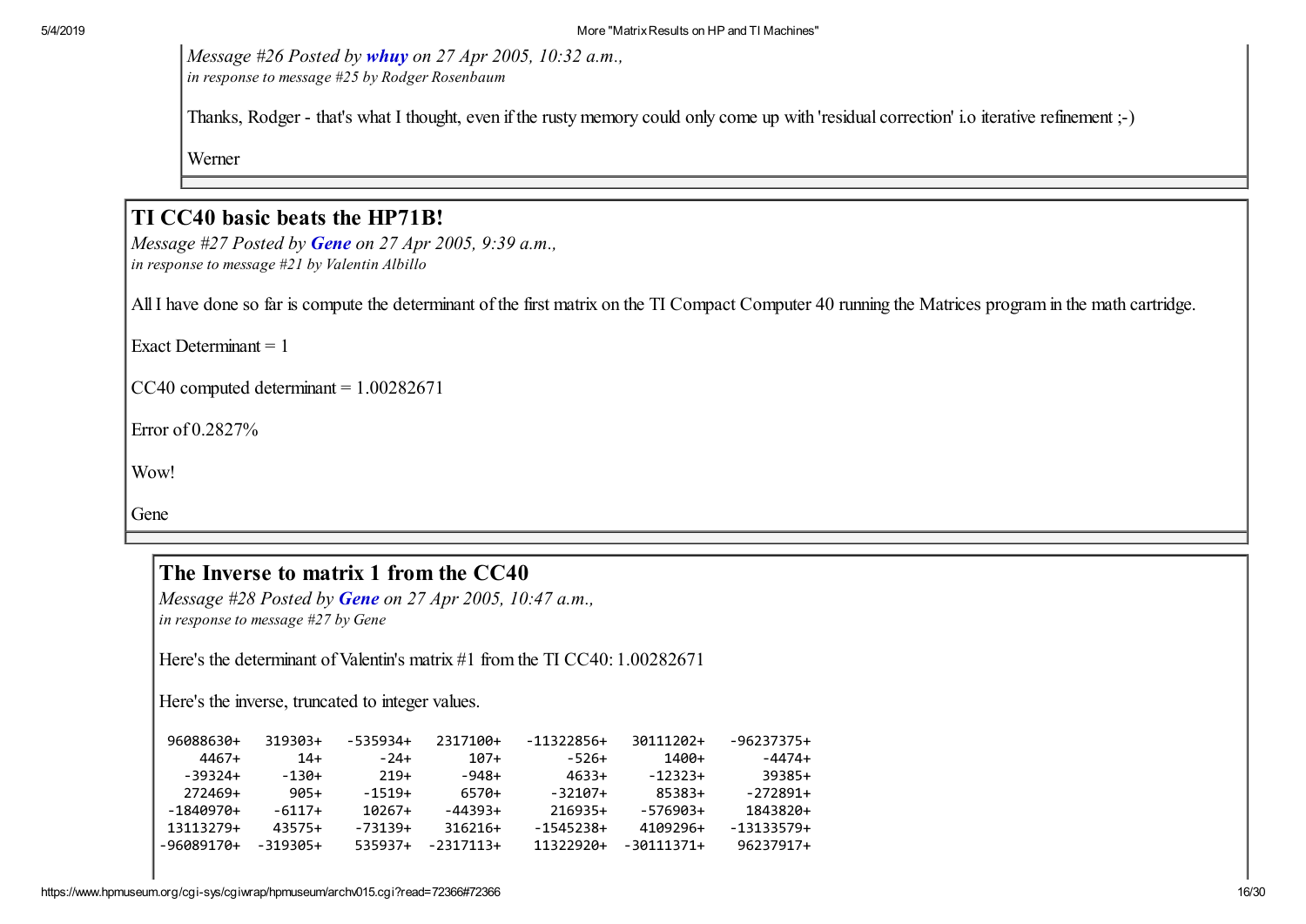*Message #26 Posted by* ***whuy*** *on 27 Apr 2005, 10:32 a.m.,*
*in response to message #25 by Rodger Rosenbaum*

Thanks, Rodger - that's what I thought, even if the rusty memory could only come up with 'residual correction' i.o iterative refinement ;-)

Werner

## TI CC40 basic beats the HP71B!

*Message #27 Posted by* ***Gene*** *on 27 Apr 2005, 9:39 a.m.,*
*in response to message #21 by Valentin Albillo*

All I have done so far is compute the determinant of the first matrix on the TI Compact Computer 40 running the Matrices program in the math cartridge.

Exact Determinant = 1

CC40 computed determinant = 1.00282671

Error of 0.2827%

Wow!

Gene

## The Inverse to matrix 1 from the CC40

*Message #28 Posted by* ***Gene*** *on 27 Apr 2005, 10:47 a.m.,*
*in response to message #27 by Gene*

Here's the determinant of Valentin's matrix #1 from the TI CC40: 1.00282671

Here's the inverse, truncated to integer values.

```
 96088630+   319303+   -535934+   2317100+   -11322856+   30111202+   -96237375+
     4467+       14+       -24+       107+        -526+       1400+       -4474+
   -39324+     -130+       219+      -948+        4633+     -12323+       39385+
   272469+      905+     -1519+      6570+      -32107+      85383+     -272891+
 -1840970+    -6117+     10267+    -44393+      216935+    -576903+     1843820+
 13113279+    43575+    -73139+    316216+    -1545238+    4109296+   -13133579+
-96089170+  -319305+    535937+  -2317113+    11322920+  -30111371+    96237917+
```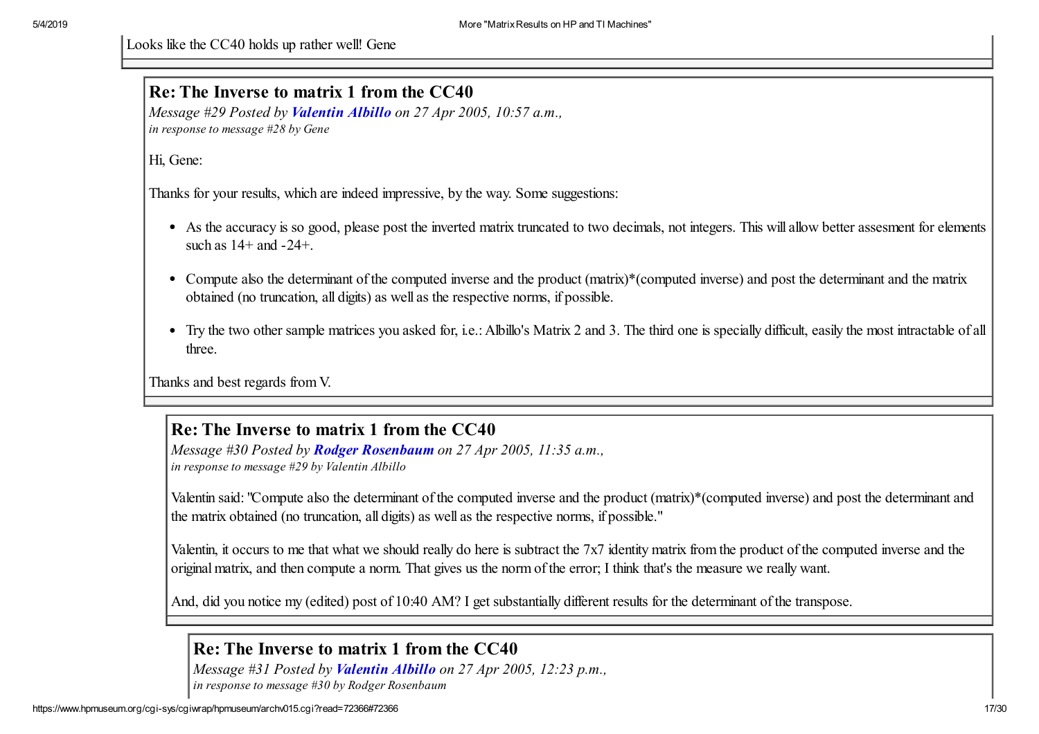Looks like the CC40 holds up rather well! Gene

## Re: The Inverse to matrix 1 from the CC40

*Message #29 Posted by* ***Valentin Albillo*** *on 27 Apr 2005, 10:57 a.m.,*
*in response to message #28 by Gene*

Hi, Gene:

Thanks for your results, which are indeed impressive, by the way. Some suggestions:

- As the accuracy is so good, please post the inverted matrix truncated to two decimals, not integers. This will allow better assesment for elements such as 14+ and -24+.
- Compute also the determinant of the computed inverse and the product (matrix)*(computed inverse) and post the determinant and the matrix obtained (no truncation, all digits) as well as the respective norms, if possible.
- Try the two other sample matrices you asked for, i.e.: Albillo's Matrix 2 and 3. The third one is specially difficult, easily the most intractable of all three.

Thanks and best regards from V.

## Re: The Inverse to matrix 1 from the CC40

*Message #30 Posted by* ***Rodger Rosenbaum*** *on 27 Apr 2005, 11:35 a.m.,*
*in response to message #29 by Valentin Albillo*

Valentin said: "Compute also the determinant of the computed inverse and the product (matrix)*(computed inverse) and post the determinant and the matrix obtained (no truncation, all digits) as well as the respective norms, if possible."

Valentin, it occurs to me that what we should really do here is subtract the 7x7 identity matrix from the product of the computed inverse and the original matrix, and then compute a norm. That gives us the norm of the error; I think that's the measure we really want.

And, did you notice my (edited) post of 10:40 AM? I get substantially different results for the determinant of the transpose.

## Re: The Inverse to matrix 1 from the CC40

*Message #31 Posted by* ***Valentin Albillo*** *on 27 Apr 2005, 12:23 p.m.,*
*in response to message #30 by Rodger Rosenbaum*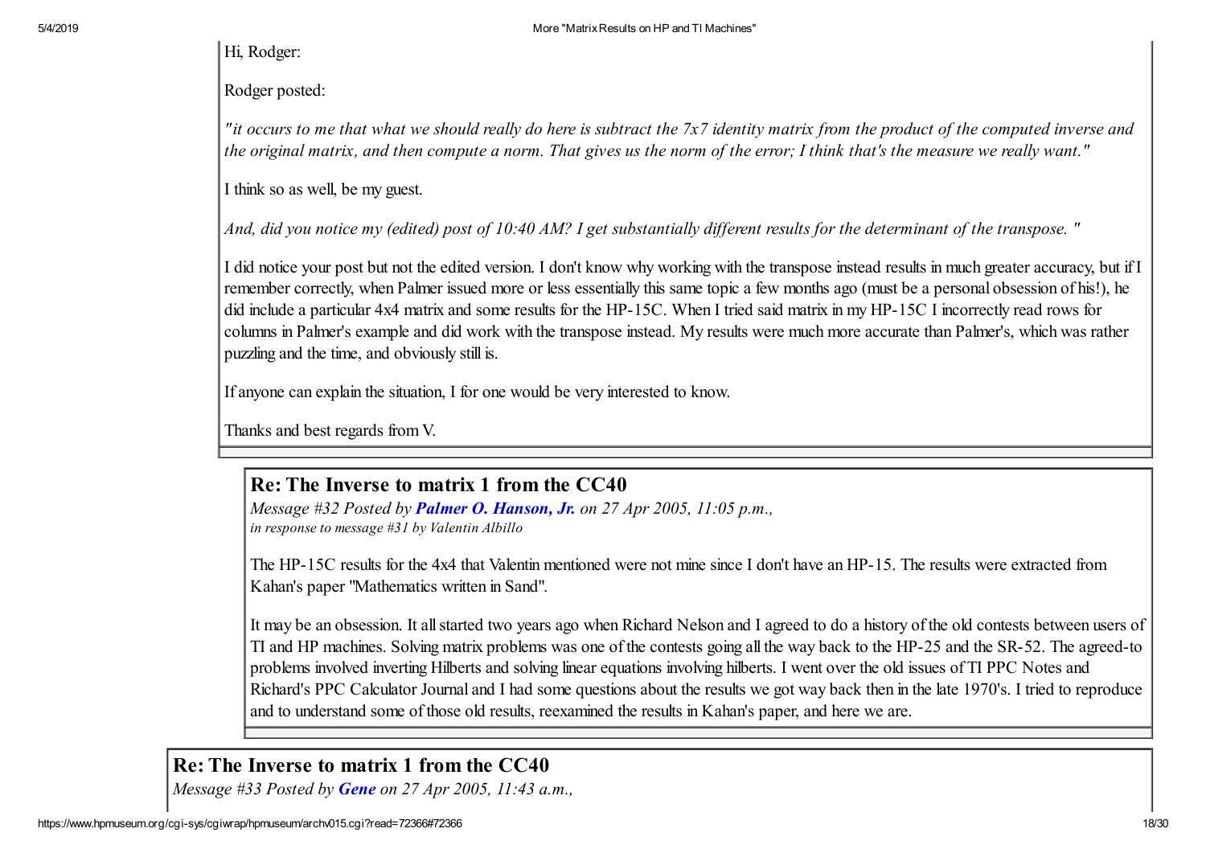Hi, Rodger:

Rodger posted:

*"it occurs to me that what we should really do here is subtract the 7x7 identity matrix from the product of the computed inverse and the original matrix, and then compute a norm. That gives us the norm of the error; I think that's the measure we really want."*

I think so as well, be my guest.

*And, did you notice my (edited) post of 10:40 AM? I get substantially different results for the determinant of the transpose. "*

I did notice your post but not the edited version. I don't know why working with the transpose instead results in much greater accuracy, but if I remember correctly, when Palmer issued more or less essentially this same topic a few months ago (must be a personal obsession of his!), he did include a particular 4x4 matrix and some results for the HP-15C. When I tried said matrix in my HP-15C I incorrectly read rows for columns in Palmer's example and did work with the transpose instead. My results were much more accurate than Palmer's, which was rather puzzling and the time, and obviously still is.

If anyone can explain the situation, I for one would be very interested to know.

Thanks and best regards from V.

## Re: The Inverse to matrix 1 from the CC40

*Message #32 Posted by **Palmer O. Hanson, Jr.** on 27 Apr 2005, 11:05 p.m.,*
*in response to message #31 by Valentin Albillo*

The HP-15C results for the 4x4 that Valentin mentioned were not mine since I don't have an HP-15. The results were extracted from Kahan's paper "Mathematics written in Sand".

It may be an obsession. It all started two years ago when Richard Nelson and I agreed to do a history of the old contests between users of TI and HP machines. Solving matrix problems was one of the contests going all the way back to the HP-25 and the SR-52. The agreed-to problems involved inverting Hilberts and solving linear equations involving hilberts. I went over the old issues of TI PPC Notes and Richard's PPC Calculator Journal and I had some questions about the results we got way back then in the late 1970's. I tried to reproduce and to understand some of those old results, reexamined the results in Kahan's paper, and here we are.

## Re: The Inverse to matrix 1 from the CC40

*Message #33 Posted by **Gene** on 27 Apr 2005, 11:43 a.m.,*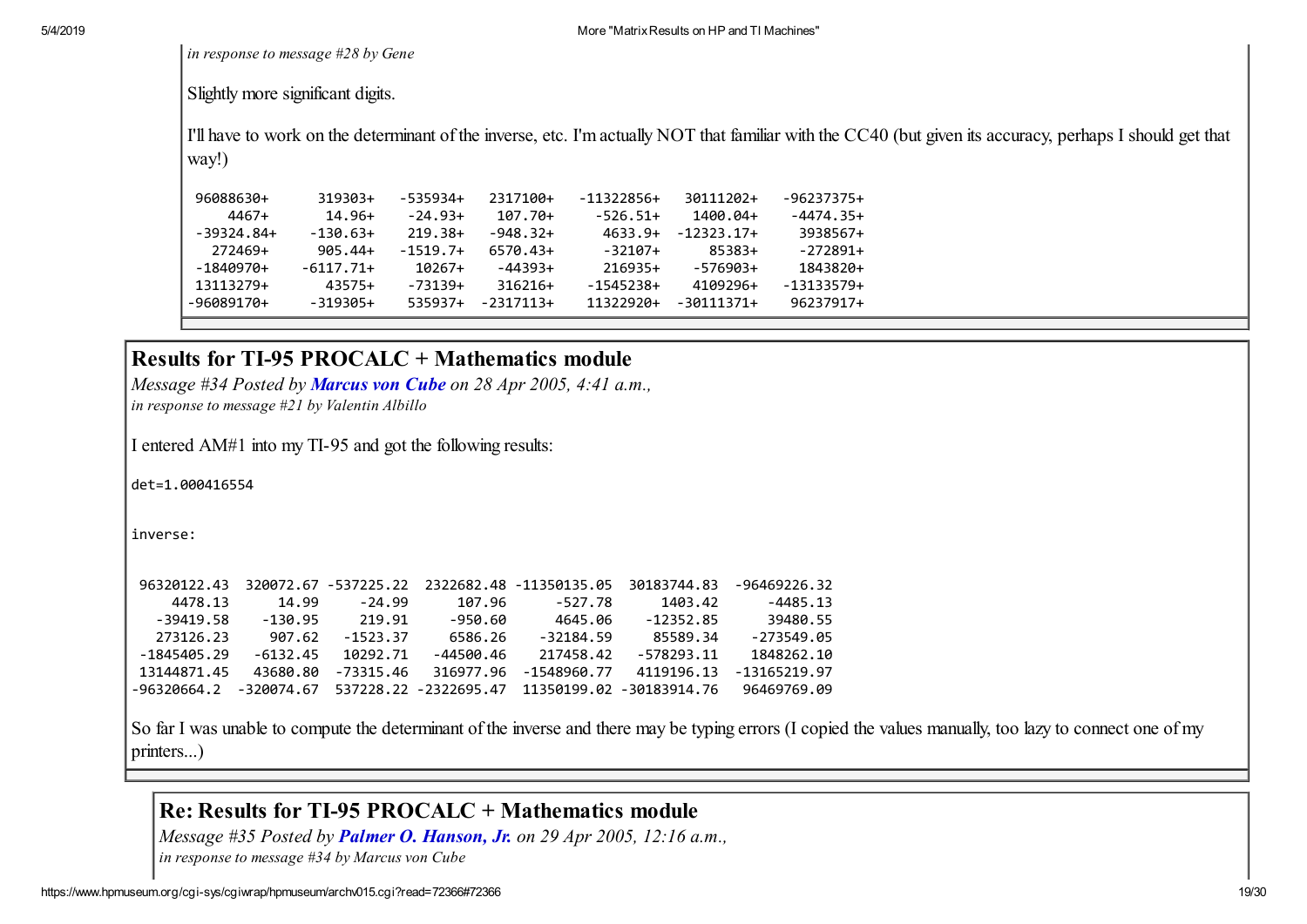*in response to message #28 by Gene*

Slightly more significant digits.

I'll have to work on the determinant of the inverse, etc. I'm actually NOT that familiar with the CC40 (but given its accuracy, perhaps I should get that way!)

```
 96088630+      319303+   -535934+   2317100+   -11322856+   30111202+   -96237375+
     4467+       14.96+    -24.93+    107.70+     -526.51+    1400.04+    -4474.35+
 -39324.84+    -130.63+    219.38+   -948.32+      4633.9+  -12323.17+     3938567+
   272469+      905.44+   -1519.7+   6570.43+      -32107+      85383+     -272891+
 -1840970+    -6117.71+     10267+    -44393+      216935+    -576903+     1843820+
 13113279+      43575+    -73139+    316216+    -1545238+    4109296+   -13133579+
-96089170+     -319305+    535937+  -2317113+    11322920+  -30111371+    96237917+
```

## Results for TI-95 PROCALC + Mathematics module

*Message #34 Posted by* ***Marcus von Cube*** *on 28 Apr 2005, 4:41 a.m.,*
*in response to message #21 by Valentin Albillo*

I entered AM#1 into my TI-95 and got the following results:

```
det=1.000416554


inverse:


 96320122.43  320072.67 -537225.22  2322682.48 -11350135.05  30183744.83  -96469226.32
     4478.13      14.99     -24.99      107.96      -527.78      1403.42      -4485.13
   -39419.58    -130.95     219.91     -950.60      4645.06    -12352.85      39480.55
   273126.23     907.62   -1523.37     6586.26    -32184.59     85589.34    -273549.05
 -1845405.29   -6132.45   10292.71   -44500.46    217458.42   -578293.11    1848262.10
 13144871.45   43680.80  -73315.46   316977.96  -1548960.77   4119196.13  -13165219.97
-96320664.2  -320074.67  537228.22 -2322695.47  11350199.02 -30183914.76   96469769.09
```

So far I was unable to compute the determinant of the inverse and there may be typing errors (I copied the values manually, too lazy to connect one of my printers...)

## Re: Results for TI-95 PROCALC + Mathematics module

*Message #35 Posted by* ***Palmer O. Hanson, Jr.*** *on 29 Apr 2005, 12:16 a.m.,*
*in response to message #34 by Marcus von Cube*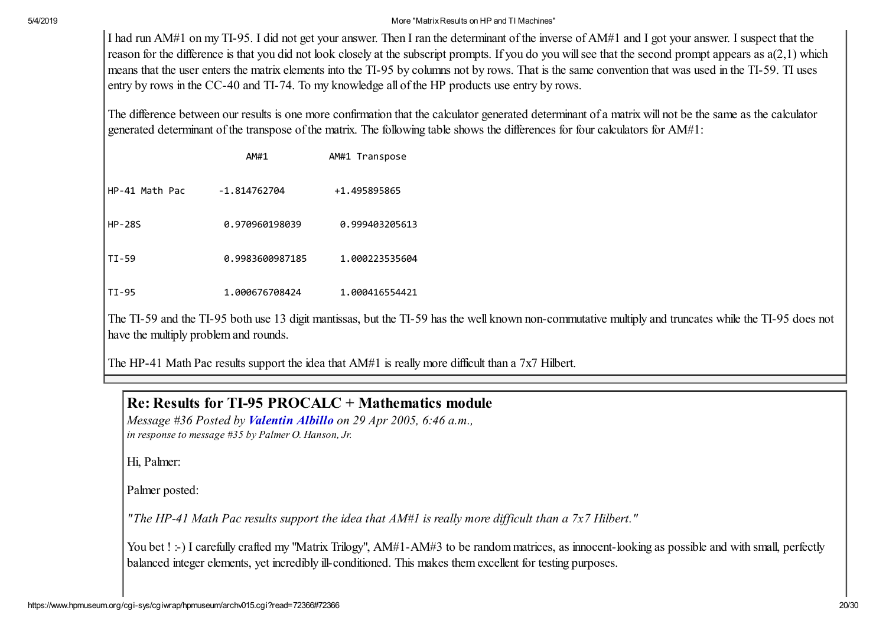I had run AM#1 on my TI-95. I did not get your answer. Then I ran the determinant of the inverse of AM#1 and I got your answer. I suspect that the reason for the difference is that you did not look closely at the subscript prompts. If you do you will see that the second prompt appears as a(2,1) which means that the user enters the matrix elements into the TI-95 by columns not by rows. That is the same convention that was used in the TI-59. TI uses entry by rows in the CC-40 and TI-74. To my knowledge all of the HP products use entry by rows.

The difference between our results is one more confirmation that the calculator generated determinant of a matrix will not be the same as the calculator generated determinant of the transpose of the matrix. The following table shows the differences for four calculators for AM#1:

| | AM#1 | AM#1 Transpose |
|---|---|---|
| HP-41 Math Pac | -1.814762704 | +1.495895865 |
| HP-28S | 0.970960198039 | 0.999403205613 |
| TI-59 | 0.9983600987185 | 1.000223535604 |
| TI-95 | 1.000676708424 | 1.000416554421 |

The TI-59 and the TI-95 both use 13 digit mantissas, but the TI-59 has the well known non-commutative multiply and truncates while the TI-95 does not have the multiply problem and rounds.

The HP-41 Math Pac results support the idea that AM#1 is really more difficult than a 7x7 Hilbert.

## Re: Results for TI-95 PROCALC + Mathematics module

*Message #36 Posted by* ***Valentin Albillo*** *on 29 Apr 2005, 6:46 a.m.,*
*in response to message #35 by Palmer O. Hanson, Jr.*

Hi, Palmer:

Palmer posted:

*"The HP-41 Math Pac results support the idea that AM#1 is really more difficult than a 7x7 Hilbert."*

You bet ! :-) I carefully crafted my "Matrix Trilogy", AM#1-AM#3 to be random matrices, as innocent-looking as possible and with small, perfectly balanced integer elements, yet incredibly ill-conditioned. This makes them excellent for testing purposes.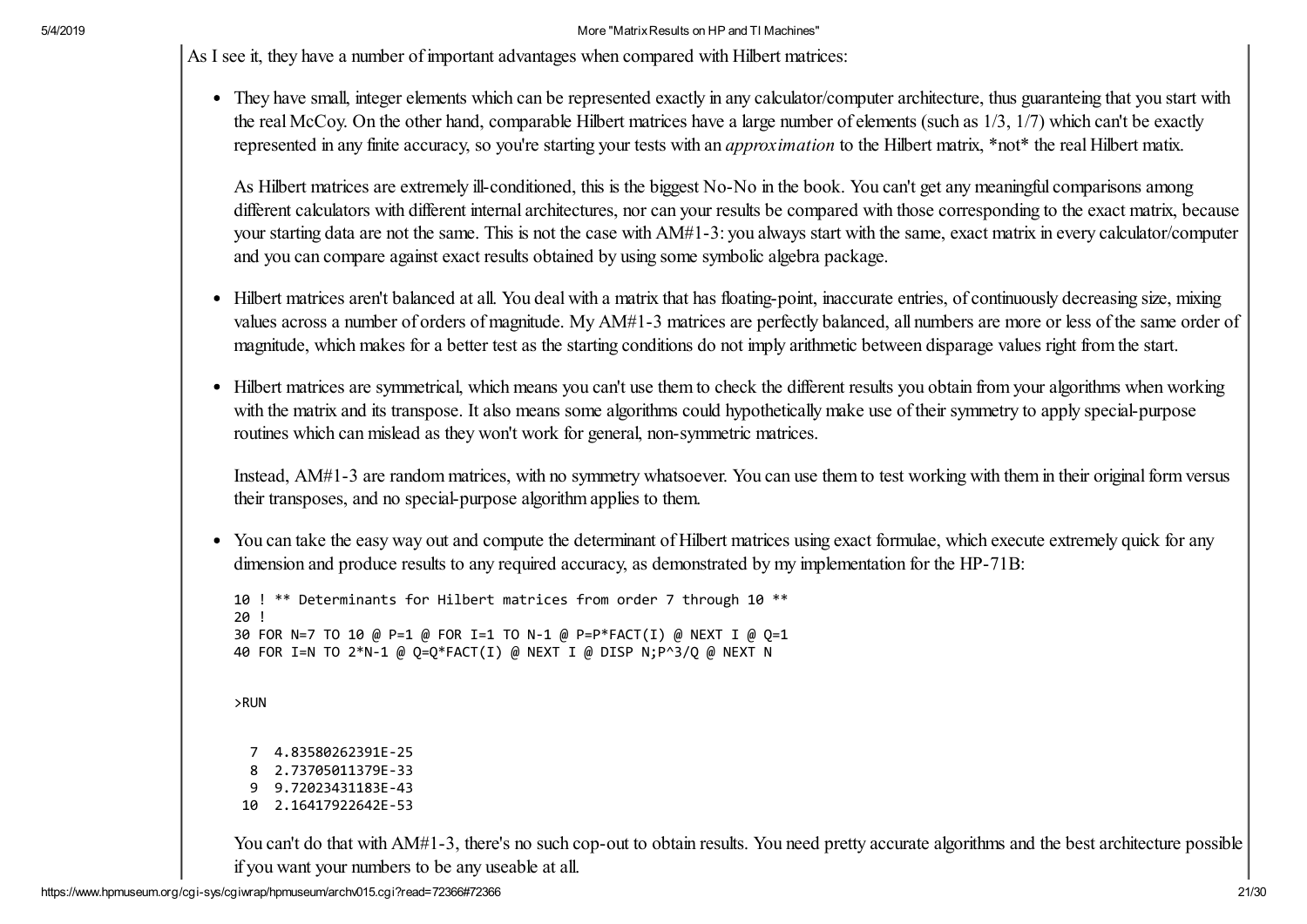As I see it, they have a number of important advantages when compared with Hilbert matrices:

- They have small, integer elements which can be represented exactly in any calculator/computer architecture, thus guaranteing that you start with the real McCoy. On the other hand, comparable Hilbert matrices have a large number of elements (such as 1/3, 1/7) which can't be exactly represented in any finite accuracy, so you're starting your tests with an *approximation* to the Hilbert matrix, *not* the real Hilbert matix.

  As Hilbert matrices are extremely ill-conditioned, this is the biggest No-No in the book. You can't get any meaningful comparisons among different calculators with different internal architectures, nor can your results be compared with those corresponding to the exact matrix, because your starting data are not the same. This is not the case with AM#1-3: you always start with the same, exact matrix in every calculator/computer and you can compare against exact results obtained by using some symbolic algebra package.

- Hilbert matrices aren't balanced at all. You deal with a matrix that has floating-point, inaccurate entries, of continuously decreasing size, mixing values across a number of orders of magnitude. My AM#1-3 matrices are perfectly balanced, all numbers are more or less of the same order of magnitude, which makes for a better test as the starting conditions do not imply arithmetic between disparage values right from the start.

- Hilbert matrices are symmetrical, which means you can't use them to check the different results you obtain from your algorithms when working with the matrix and its transpose. It also means some algorithms could hypothetically make use of their symmetry to apply special-purpose routines which can mislead as they won't work for general, non-symmetric matrices.

  Instead, AM#1-3 are random matrices, with no symmetry whatsoever. You can use them to test working with them in their original form versus their transposes, and no special-purpose algorithm applies to them.

- You can take the easy way out and compute the determinant of Hilbert matrices using exact formulae, which execute extremely quick for any dimension and produce results to any required accuracy, as demonstrated by my implementation for the HP-71B:

```
10 ! ** Determinants for Hilbert matrices from order 7 through 10 **
20 !
30 FOR N=7 TO 10 @ P=1 @ FOR I=1 TO N-1 @ P=P*FACT(I) @ NEXT I @ Q=1
40 FOR I=N TO 2*N-1 @ Q=Q*FACT(I) @ NEXT I @ DISP N;P^3/Q @ NEXT N


>RUN


  7  4.83580262391E-25
  8  2.73705011379E-33
  9  9.72023431183E-43
 10  2.16417922642E-53
```

  You can't do that with AM#1-3, there's no such cop-out to obtain results. You need pretty accurate algorithms and the best architecture possible if you want your numbers to be any useable at all.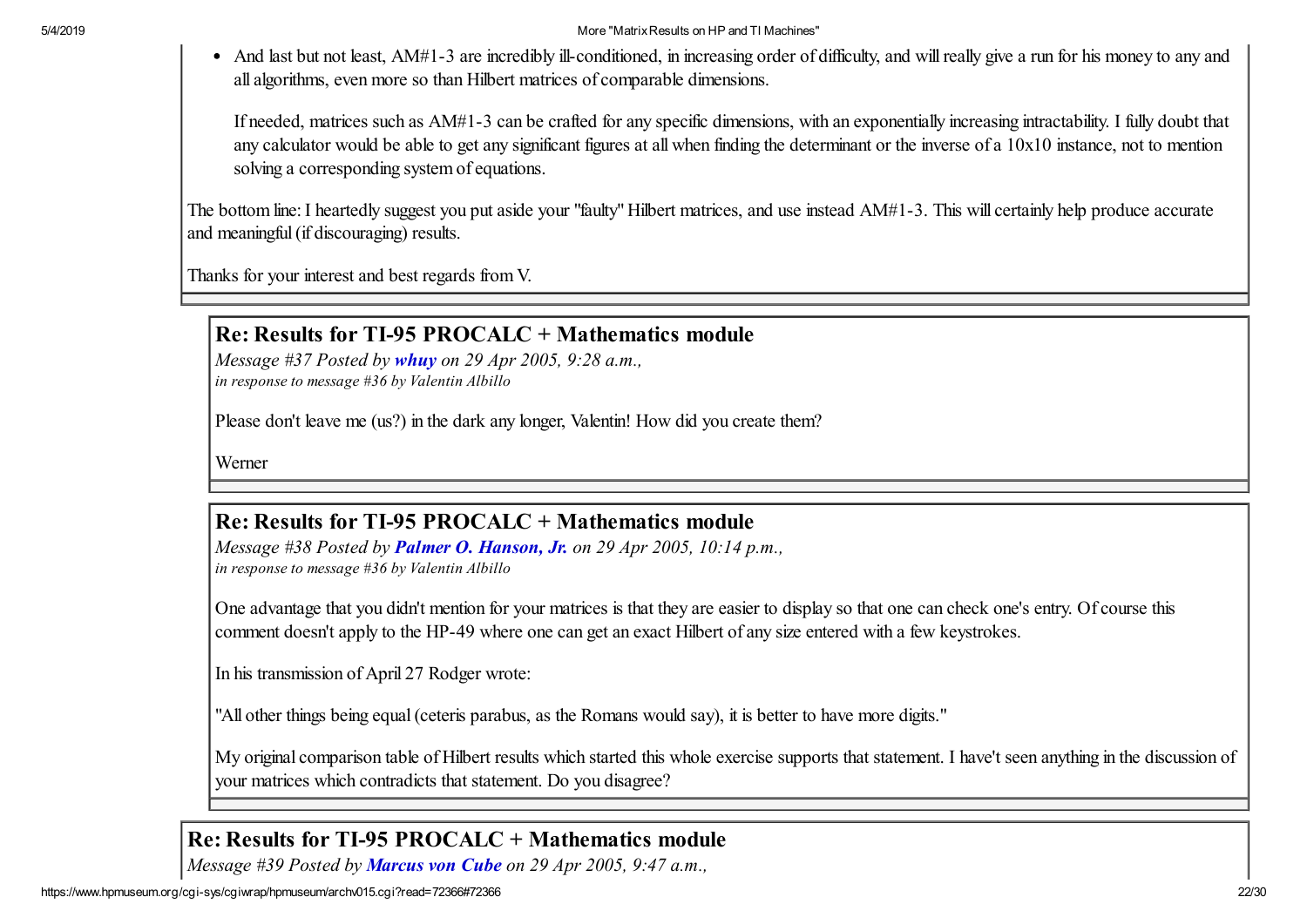- And last but not least, AM#1-3 are incredibly ill-conditioned, in increasing order of difficulty, and will really give a run for his money to any and all algorithms, even more so than Hilbert matrices of comparable dimensions.

  If needed, matrices such as AM#1-3 can be crafted for any specific dimensions, with an exponentially increasing intractability. I fully doubt that any calculator would be able to get any significant figures at all when finding the determinant or the inverse of a 10x10 instance, not to mention solving a corresponding system of equations.

The bottom line: I heartedly suggest you put aside your "faulty" Hilbert matrices, and use instead AM#1-3. This will certainly help produce accurate and meaningful (if discouraging) results.

Thanks for your interest and best regards from V.

## Re: Results for TI-95 PROCALC + Mathematics module

*Message #37 Posted by **whuy** on 29 Apr 2005, 9:28 a.m.,*
*in response to message #36 by Valentin Albillo*

Please don't leave me (us?) in the dark any longer, Valentin! How did you create them?

Werner

## Re: Results for TI-95 PROCALC + Mathematics module

*Message #38 Posted by **Palmer O. Hanson, Jr.** on 29 Apr 2005, 10:14 p.m.,*
*in response to message #36 by Valentin Albillo*

One advantage that you didn't mention for your matrices is that they are easier to display so that one can check one's entry. Of course this comment doesn't apply to the HP-49 where one can get an exact Hilbert of any size entered with a few keystrokes.

In his transmission of April 27 Rodger wrote:

"All other things being equal (ceteris parabus, as the Romans would say), it is better to have more digits."

My original comparison table of Hilbert results which started this whole exercise supports that statement. I have't seen anything in the discussion of your matrices which contradicts that statement. Do you disagree?

## Re: Results for TI-95 PROCALC + Mathematics module

*Message #39 Posted by **Marcus von Cube** on 29 Apr 2005, 9:47 a.m.,*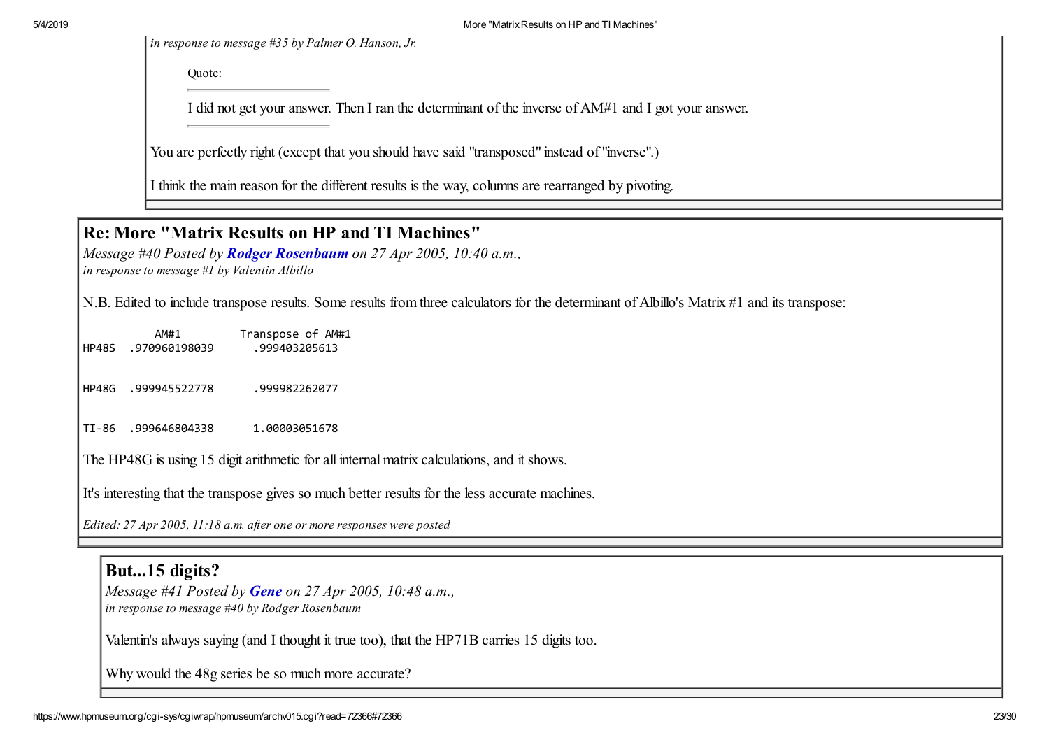*in response to message #35 by Palmer O. Hanson, Jr.*

> Quote:
>
> I did not get your answer. Then I ran the determinant of the inverse of AM#1 and I got your answer.

You are perfectly right (except that you should have said "transposed" instead of "inverse".)

I think the main reason for the different results is the way, columns are rearranged by pivoting.

## Re: More "Matrix Results on HP and TI Machines"

*Message #40 Posted by* ***Rodger Rosenbaum*** *on 27 Apr 2005, 10:40 a.m.,*
*in response to message #1 by Valentin Albillo*

N.B. Edited to include transpose results. Some results from three calculators for the determinant of Albillo's Matrix #1 and its transpose:

```
          AM#1        Transpose of AM#1
HP48S  .970960198039      .999403205613


HP48G  .999945522778      .999982262077


TI-86  .999646804338      1.00003051678
```

The HP48G is using 15 digit arithmetic for all internal matrix calculations, and it shows.

It's interesting that the transpose gives so much better results for the less accurate machines.

*Edited: 27 Apr 2005, 11:18 a.m. after one or more responses were posted*

## But...15 digits?

*Message #41 Posted by* ***Gene*** *on 27 Apr 2005, 10:48 a.m.,*
*in response to message #40 by Rodger Rosenbaum*

Valentin's always saying (and I thought it true too), that the HP71B carries 15 digits too.

Why would the 48g series be so much more accurate?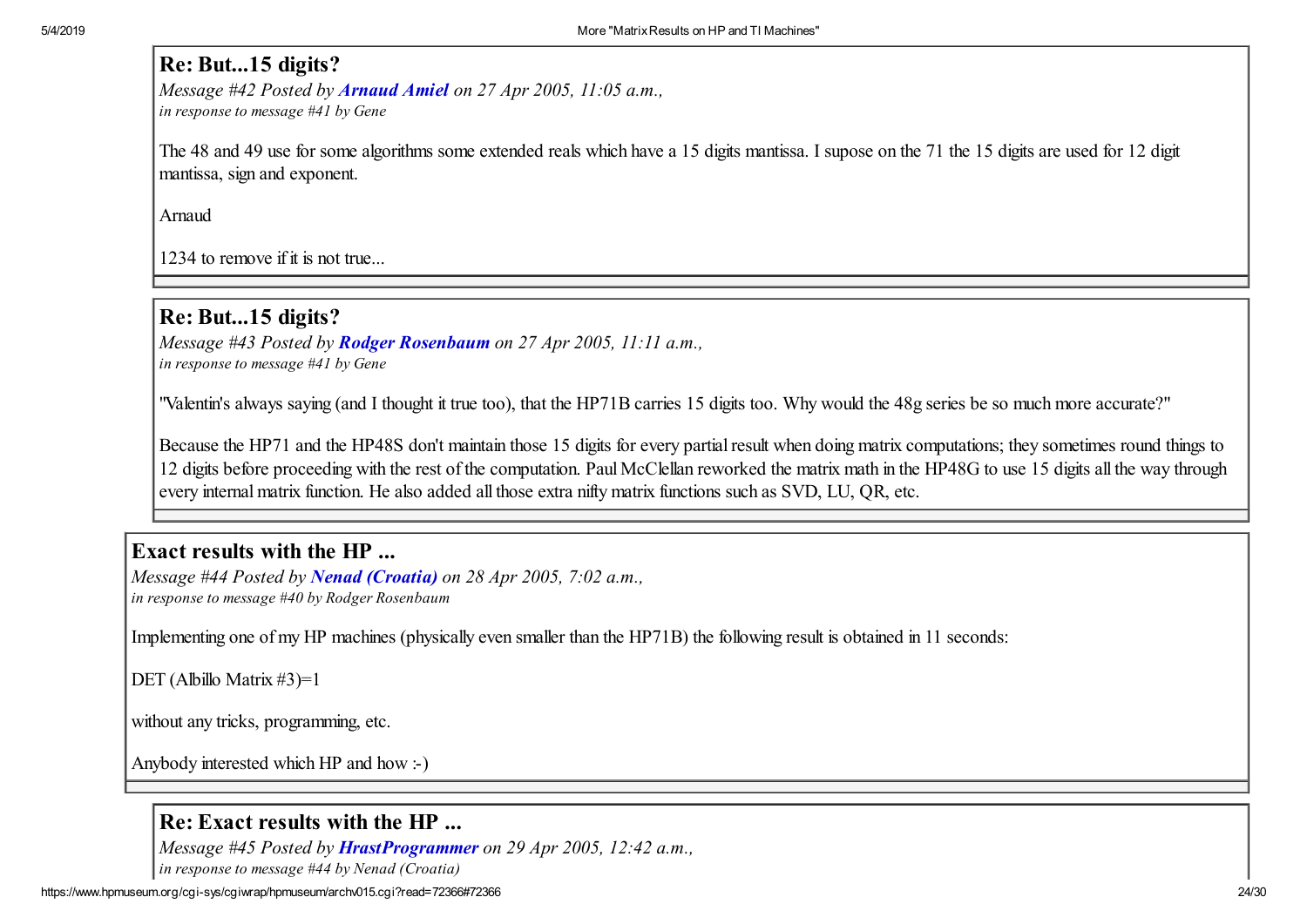## Re: But...15 digits?

*Message #42 Posted by* ***Arnaud Amiel*** *on 27 Apr 2005, 11:05 a.m.,*
*in response to message #41 by Gene*

The 48 and 49 use for some algorithms some extended reals which have a 15 digits mantissa. I supose on the 71 the 15 digits are used for 12 digit mantissa, sign and exponent.

Arnaud

1234 to remove if it is not true...

## Re: But...15 digits?

*Message #43 Posted by* ***Rodger Rosenbaum*** *on 27 Apr 2005, 11:11 a.m.,*
*in response to message #41 by Gene*

"Valentin's always saying (and I thought it true too), that the HP71B carries 15 digits too. Why would the 48g series be so much more accurate?"

Because the HP71 and the HP48S don't maintain those 15 digits for every partial result when doing matrix computations; they sometimes round things to 12 digits before proceeding with the rest of the computation. Paul McClellan reworked the matrix math in the HP48G to use 15 digits all the way through every internal matrix function. He also added all those extra nifty matrix functions such as SVD, LU, QR, etc.

## Exact results with the HP ...

*Message #44 Posted by* ***Nenad (Croatia)*** *on 28 Apr 2005, 7:02 a.m.,*
*in response to message #40 by Rodger Rosenbaum*

Implementing one of my HP machines (physically even smaller than the HP71B) the following result is obtained in 11 seconds:

DET (Albillo Matrix #3)=1

without any tricks, programming, etc.

Anybody interested which HP and how :-)

## Re: Exact results with the HP ...

*Message #45 Posted by* ***HrastProgrammer*** *on 29 Apr 2005, 12:42 a.m.,*
*in response to message #44 by Nenad (Croatia)*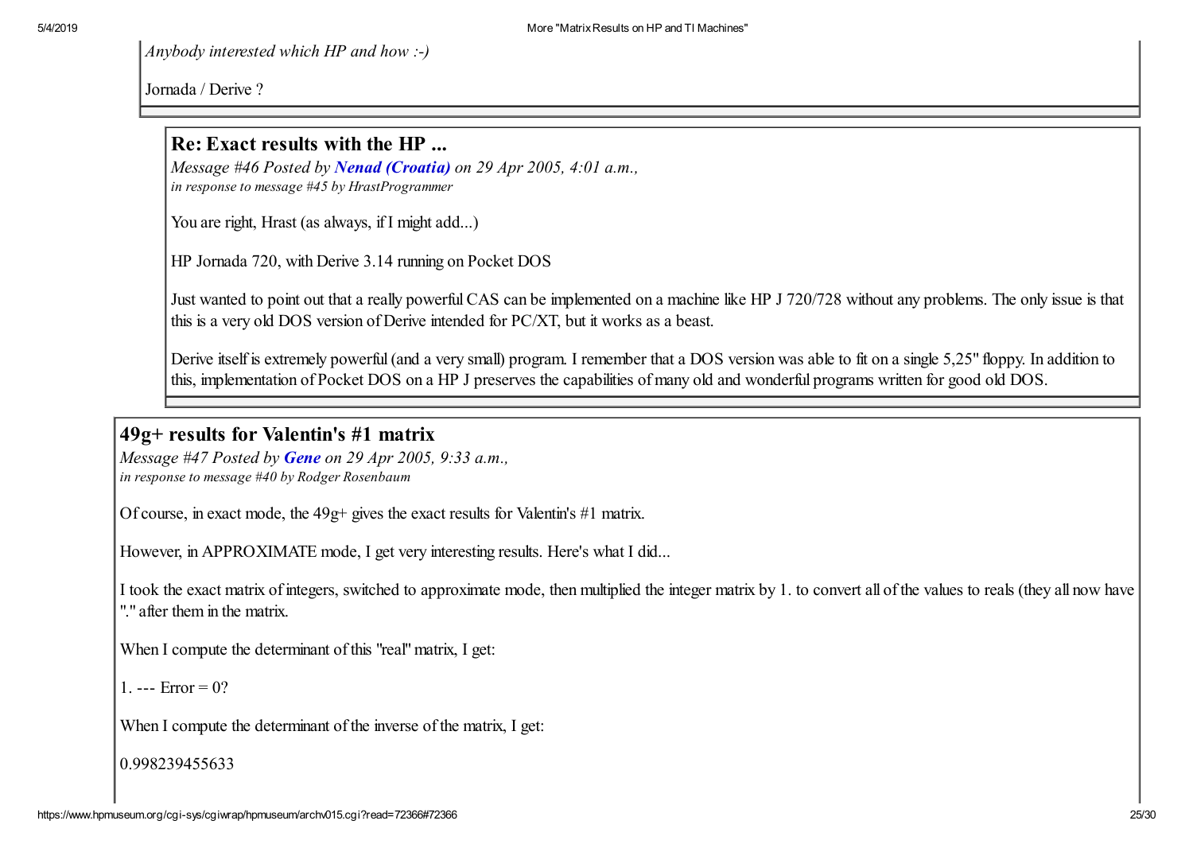*Anybody interested which HP and how :-)*

Jornada / Derive ?

## Re: Exact results with the HP ...

*Message #46 Posted by **Nenad (Croatia)** on 29 Apr 2005, 4:01 a.m.,*
*in response to message #45 by HrastProgrammer*

You are right, Hrast (as always, if I might add...)

HP Jornada 720, with Derive 3.14 running on Pocket DOS

Just wanted to point out that a really powerful CAS can be implemented on a machine like HP J 720/728 without any problems. The only issue is that this is a very old DOS version of Derive intended for PC/XT, but it works as a beast.

Derive itself is extremely powerful (and a very small) program. I remember that a DOS version was able to fit on a single 5,25" floppy. In addition to this, implementation of Pocket DOS on a HP J preserves the capabilities of many old and wonderful programs written for good old DOS.

## 49g+ results for Valentin's #1 matrix

*Message #47 Posted by **Gene** on 29 Apr 2005, 9:33 a.m.,*
*in response to message #40 by Rodger Rosenbaum*

Of course, in exact mode, the 49g+ gives the exact results for Valentin's #1 matrix.

However, in APPROXIMATE mode, I get very interesting results. Here's what I did...

I took the exact matrix of integers, switched to approximate mode, then multiplied the integer matrix by 1. to convert all of the values to reals (they all now have "." after them in the matrix.

When I compute the determinant of this "real" matrix, I get:

1. --- Error = 0?

When I compute the determinant of the inverse of the matrix, I get:

0.998239455633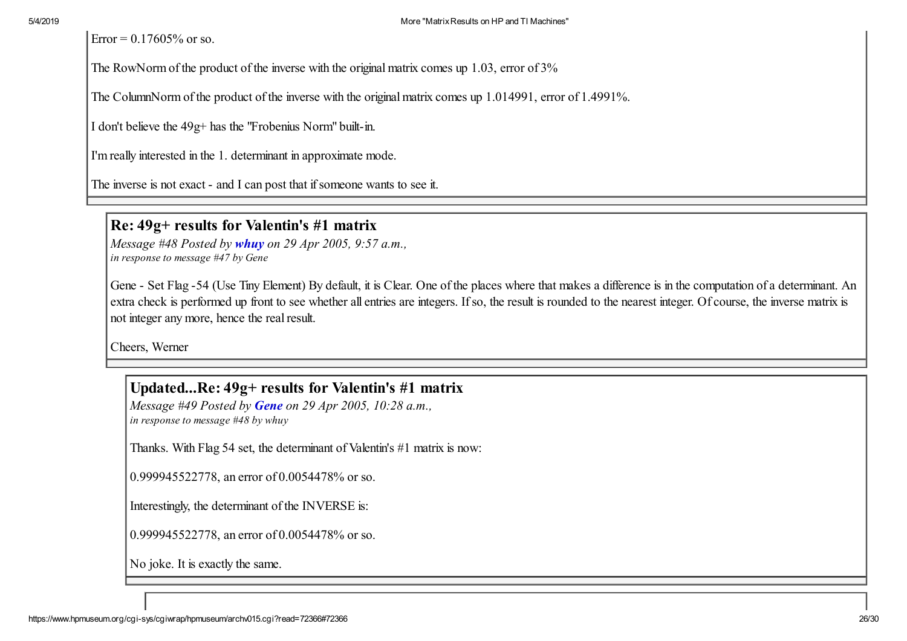Error = 0.17605% or so.

The RowNorm of the product of the inverse with the original matrix comes up 1.03, error of 3%

The ColumnNorm of the product of the inverse with the original matrix comes up 1.014991, error of 1.4991%.

I don't believe the 49g+ has the "Frobenius Norm" built-in.

I'm really interested in the 1. determinant in approximate mode.

The inverse is not exact - and I can post that if someone wants to see it.

## Re: 49g+ results for Valentin's #1 matrix

*Message #48 Posted by* ***whuy*** *on 29 Apr 2005, 9:57 a.m.,*
*in response to message #47 by Gene*

Gene - Set Flag -54 (Use Tiny Element) By default, it is Clear. One of the places where that makes a difference is in the computation of a determinant. An extra check is performed up front to see whether all entries are integers. If so, the result is rounded to the nearest integer. Of course, the inverse matrix is not integer any more, hence the real result.

Cheers, Werner

## Updated...Re: 49g+ results for Valentin's #1 matrix

*Message #49 Posted by* ***Gene*** *on 29 Apr 2005, 10:28 a.m.,*
*in response to message #48 by whuy*

Thanks. With Flag 54 set, the determinant of Valentin's #1 matrix is now:

0.999945522778, an error of 0.0054478% or so.

Interestingly, the determinant of the INVERSE is:

0.999945522778, an error of 0.0054478% or so.

No joke. It is exactly the same.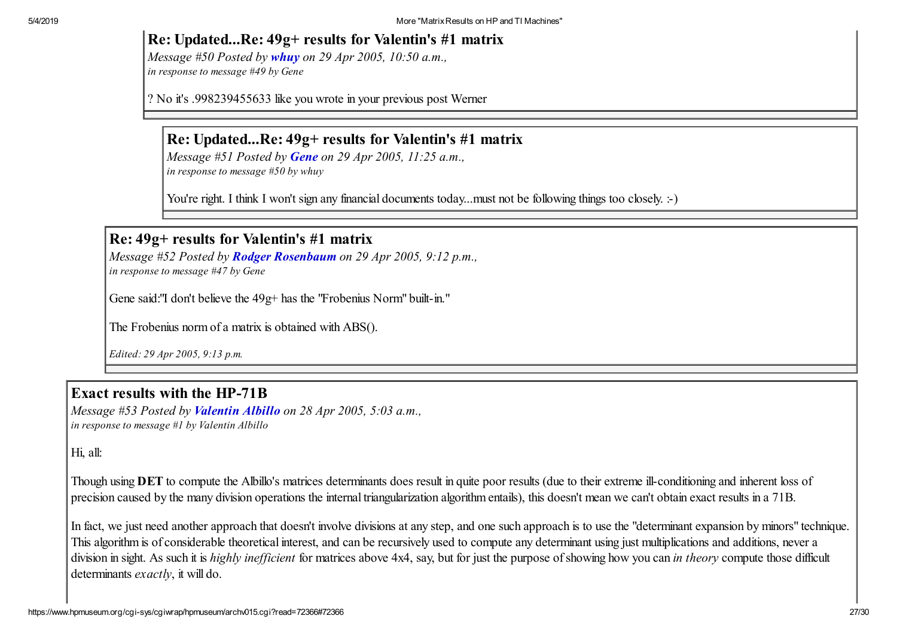## Re: Updated...Re: 49g+ results for Valentin's #1 matrix

*Message #50 Posted by* ***whuy*** *on 29 Apr 2005, 10:50 a.m.,*
*in response to message #49 by Gene*

? No it's .998239455633 like you wrote in your previous post Werner

## Re: Updated...Re: 49g+ results for Valentin's #1 matrix

*Message #51 Posted by* ***Gene*** *on 29 Apr 2005, 11:25 a.m.,*
*in response to message #50 by whuy*

You're right. I think I won't sign any financial documents today...must not be following things too closely. :-)

## Re: 49g+ results for Valentin's #1 matrix

*Message #52 Posted by* ***Rodger Rosenbaum*** *on 29 Apr 2005, 9:12 p.m.,*
*in response to message #47 by Gene*

Gene said:"I don't believe the 49g+ has the "Frobenius Norm" built-in."

The Frobenius norm of a matrix is obtained with ABS().

*Edited: 29 Apr 2005, 9:13 p.m.*

## Exact results with the HP-71B

*Message #53 Posted by* ***Valentin Albillo*** *on 28 Apr 2005, 5:03 a.m.,*
*in response to message #1 by Valentin Albillo*

Hi, all:

Though using **DET** to compute the Albillo's matrices determinants does result in quite poor results (due to their extreme ill-conditioning and inherent loss of precision caused by the many division operations the internal triangularization algorithm entails), this doesn't mean we can't obtain exact results in a 71B.

In fact, we just need another approach that doesn't involve divisions at any step, and one such approach is to use the "determinant expansion by minors" technique. This algorithm is of considerable theoretical interest, and can be recursively used to compute any determinant using just multiplications and additions, never a division in sight. As such it is *highly inefficient* for matrices above 4x4, say, but for just the purpose of showing how you can *in theory* compute those difficult determinants *exactly*, it will do.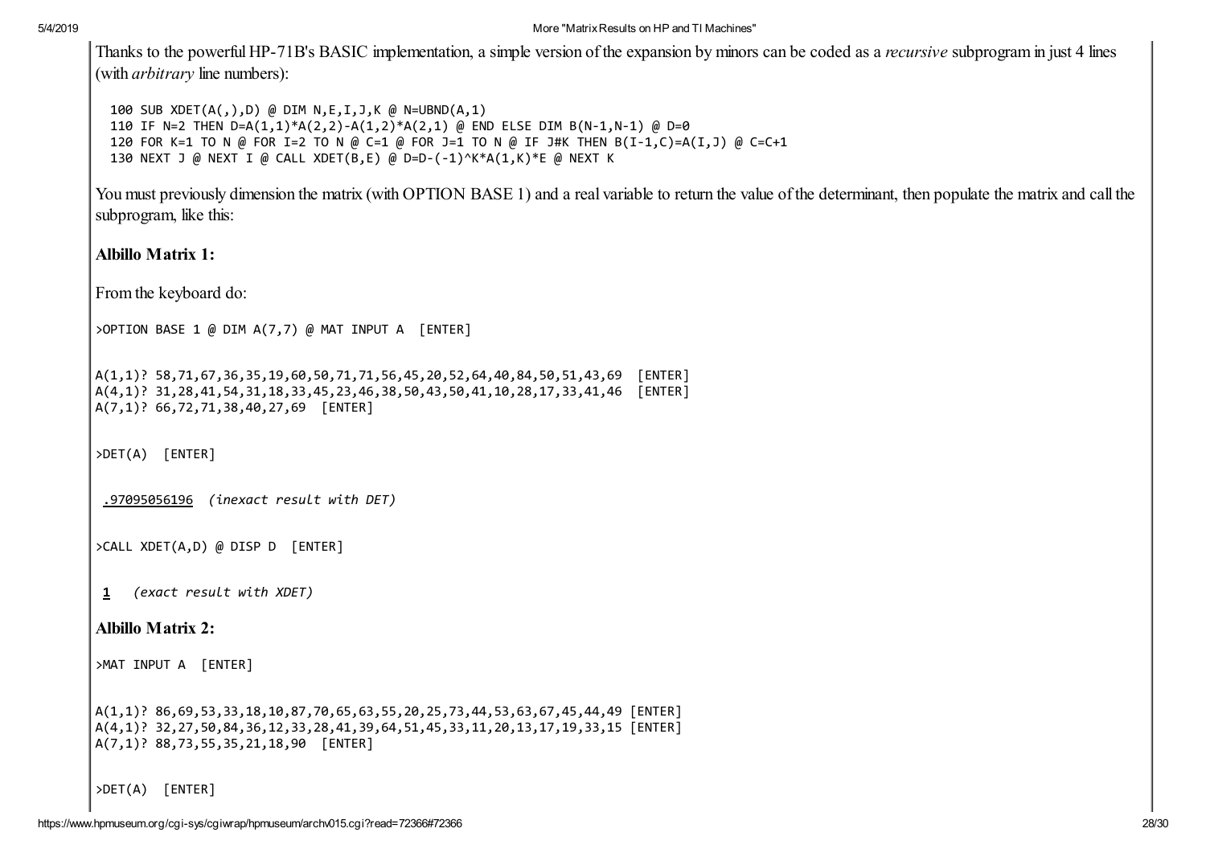Thanks to the powerful HP-71B's BASIC implementation, a simple version of the expansion by minors can be coded as a *recursive* subprogram in just 4 lines (with *arbitrary* line numbers):

```
100 SUB XDET(A(,),D) @ DIM N,E,I,J,K @ N=UBND(A,1)
110 IF N=2 THEN D=A(1,1)*A(2,2)-A(1,2)*A(2,1) @ END ELSE DIM B(N-1,N-1) @ D=0
120 FOR K=1 TO N @ FOR I=2 TO N @ C=1 @ FOR J=1 TO N @ IF J#K THEN B(I-1,C)=A(I,J) @ C=C+1
130 NEXT J @ NEXT I @ CALL XDET(B,E) @ D=D-(-1)^K*A(1,K)*E @ NEXT K
```

You must previously dimension the matrix (with OPTION BASE 1) and a real variable to return the value of the determinant, then populate the matrix and call the subprogram, like this:

**Albillo Matrix 1:**

From the keyboard do:

```
>OPTION BASE 1 @ DIM A(7,7) @ MAT INPUT A  [ENTER]


A(1,1)? 58,71,67,36,35,19,60,50,71,71,56,45,20,52,64,40,84,50,51,43,69  [ENTER]
A(4,1)? 31,28,41,54,31,18,33,45,23,46,38,50,43,50,41,10,28,17,33,41,46  [ENTER]
A(7,1)? 66,72,71,38,40,27,69  [ENTER]


>DET(A)  [ENTER]


 .97095056196  (inexact result with DET)


>CALL XDET(A,D) @ DISP D  [ENTER]


 1   (exact result with XDET)
```

**Albillo Matrix 2:**

```
>MAT INPUT A  [ENTER]


A(1,1)? 86,69,53,33,18,10,87,70,65,63,55,20,25,73,44,53,63,67,45,44,49 [ENTER]
A(4,1)? 32,27,50,84,36,12,33,28,41,39,64,51,45,33,11,20,13,17,19,33,15 [ENTER]
A(7,1)? 88,73,55,35,21,18,90  [ENTER]


>DET(A)  [ENTER]
```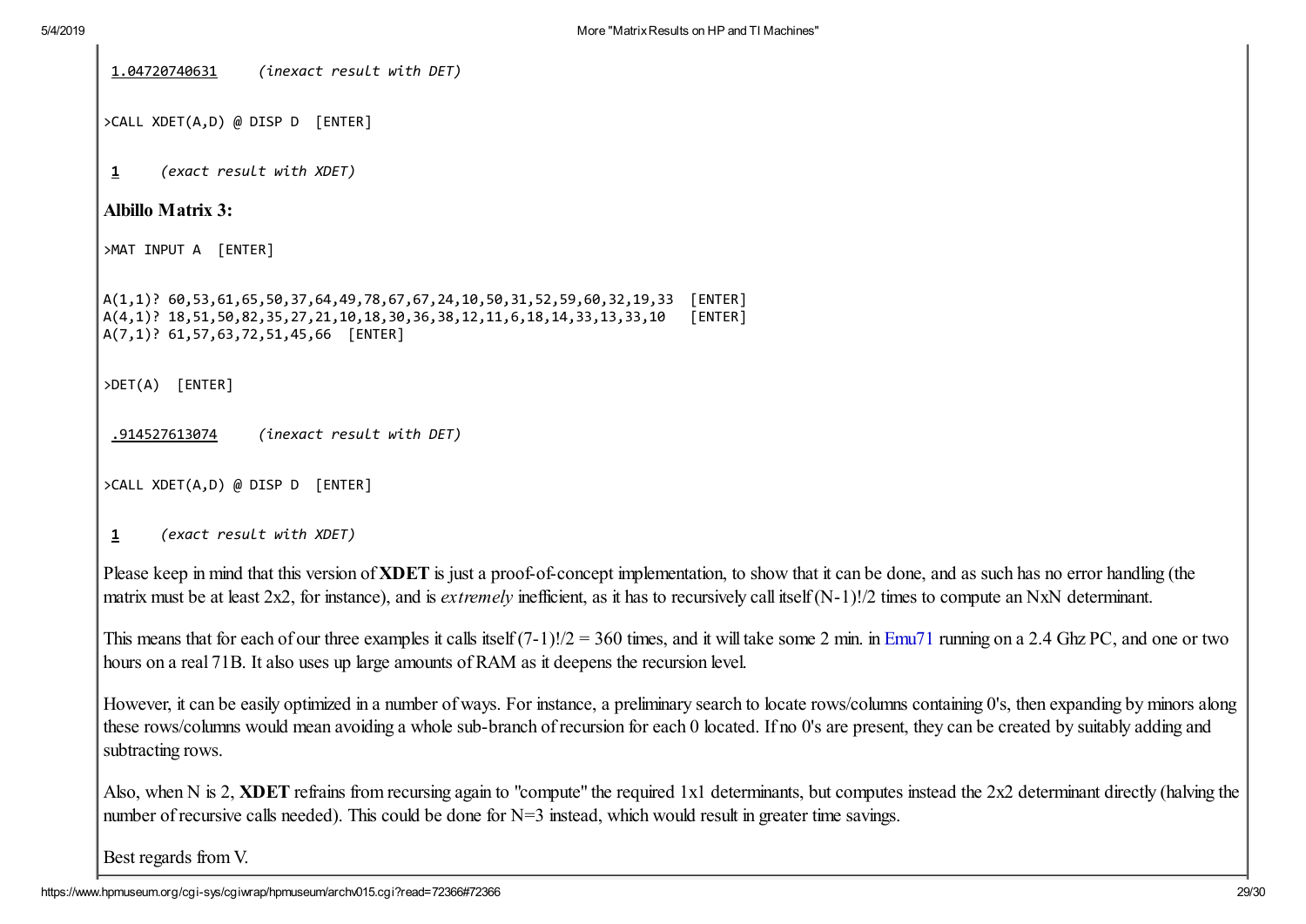```
 1.04720740631     (inexact result with DET)

>CALL XDET(A,D) @ DISP D  [ENTER]

 1     (exact result with XDET)
```

**Albillo Matrix 3:**

```
>MAT INPUT A  [ENTER]

A(1,1)? 60,53,61,65,50,37,64,49,78,67,67,24,10,50,31,52,59,60,32,19,33  [ENTER]
A(4,1)? 18,51,50,82,35,27,21,10,18,30,36,38,12,11,6,18,14,33,13,33,10   [ENTER]
A(7,1)? 61,57,63,72,51,45,66  [ENTER]

>DET(A)  [ENTER]

 .914527613074     (inexact result with DET)

>CALL XDET(A,D) @ DISP D  [ENTER]

 1     (exact result with XDET)
```

Please keep in mind that this version of **XDET** is just a proof-of-concept implementation, to show that it can be done, and as such has no error handling (the matrix must be at least 2x2, for instance), and is *extremely* inefficient, as it has to recursively call itself (N-1)!/2 times to compute an NxN determinant.

This means that for each of our three examples it calls itself (7-1)!/2 = 360 times, and it will take some 2 min. in Emu71 running on a 2.4 Ghz PC, and one or two hours on a real 71B. It also uses up large amounts of RAM as it deepens the recursion level.

However, it can be easily optimized in a number of ways. For instance, a preliminary search to locate rows/columns containing 0's, then expanding by minors along these rows/columns would mean avoiding a whole sub-branch of recursion for each 0 located. If no 0's are present, they can be created by suitably adding and subtracting rows.

Also, when N is 2, **XDET** refrains from recursing again to "compute" the required 1x1 determinants, but computes instead the 2x2 determinant directly (halving the number of recursive calls needed). This could be done for N=3 instead, which would result in greater time savings.

Best regards from V.